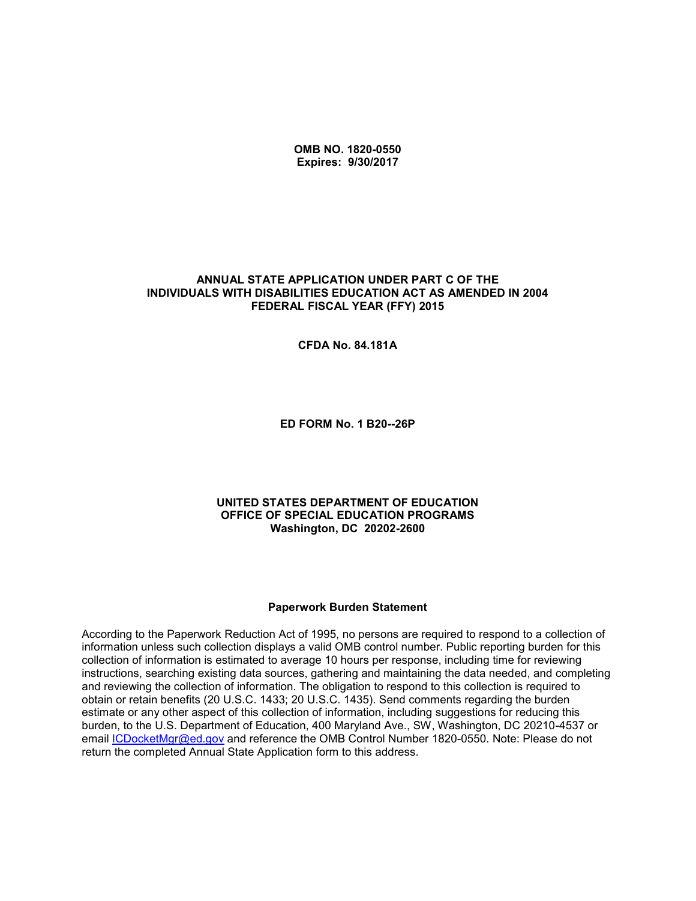**OMB NO. 1820-0550**
**Expires: 9/30/2017**

# ANNUAL STATE APPLICATION UNDER PART C OF THE INDIVIDUALS WITH DISABILITIES EDUCATION ACT AS AMENDED IN 2004 FEDERAL FISCAL YEAR (FFY) 2015

**CFDA No. 84.181A**

**ED FORM No. 1 B20--26P**

**UNITED STATES DEPARTMENT OF EDUCATION**
**OFFICE OF SPECIAL EDUCATION PROGRAMS**
**Washington, DC 20202-2600**

## Paperwork Burden Statement

According to the Paperwork Reduction Act of 1995, no persons are required to respond to a collection of information unless such collection displays a valid OMB control number. Public reporting burden for this collection of information is estimated to average 10 hours per response, including time for reviewing instructions, searching existing data sources, gathering and maintaining the data needed, and completing and reviewing the collection of information. The obligation to respond to this collection is required to obtain or retain benefits (20 U.S.C. 1433; 20 U.S.C. 1435). Send comments regarding the burden estimate or any other aspect of this collection of information, including suggestions for reducing this burden, to the U.S. Department of Education, 400 Maryland Ave., SW, Washington, DC 20210-4537 or email ICDocketMgr@ed.gov and reference the OMB Control Number 1820-0550. Note: Please do not return the completed Annual State Application form to this address.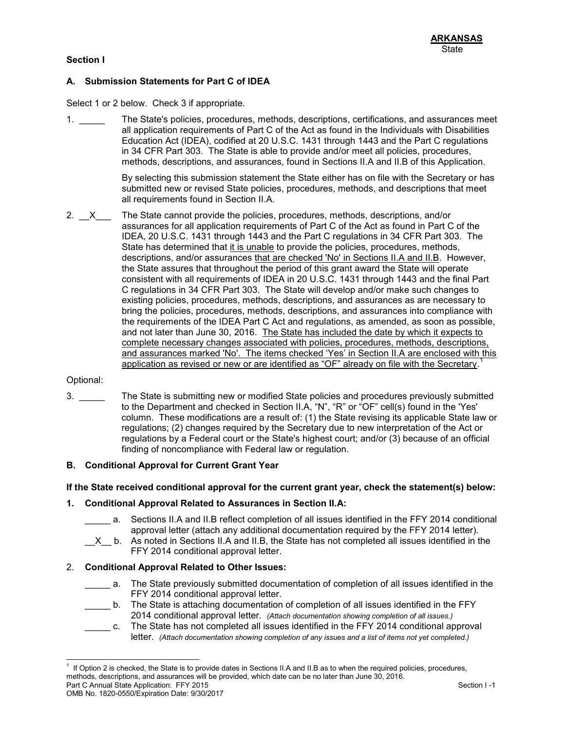**ARKANSAS**
State

**Section I**

**A. Submission Statements for Part C of IDEA**

Select 1 or 2 below. Check 3 if appropriate.

1. _____ The State's policies, procedures, methods, descriptions, certifications, and assurances meet all application requirements of Part C of the Act as found in the Individuals with Disabilities Education Act (IDEA), codified at 20 U.S.C. 1431 through 1443 and the Part C regulations in 34 CFR Part 303. The State is able to provide and/or meet all policies, procedures, methods, descriptions, and assurances, found in Sections II.A and II.B of this Application.

   By selecting this submission statement the State either has on file with the Secretary or has submitted new or revised State policies, procedures, methods, and descriptions that meet all requirements found in Section II.A.

2. __X___ The State cannot provide the policies, procedures, methods, descriptions, and/or assurances for all application requirements of Part C of the Act as found in Part C of the IDEA, 20 U.S.C. 1431 through 1443 and the Part C regulations in 34 CFR Part 303. The State has determined that <u>it is unable</u> to provide the policies, procedures, methods, descriptions, and/or assurances <u>that are checked 'No' in Sections II.A and II.B</u>. However, the State assures that throughout the period of this grant award the State will operate consistent with all requirements of IDEA in 20 U.S.C. 1431 through 1443 and the final Part C regulations in 34 CFR Part 303. The State will develop and/or make such changes to existing policies, procedures, methods, descriptions, and assurances as are necessary to bring the policies, procedures, methods, descriptions, and assurances into compliance with the requirements of the IDEA Part C Act and regulations, as amended, as soon as possible, and not later than June 30, 2016. <u>The State has included the date by which it expects to complete necessary changes associated with policies, procedures, methods, descriptions, and assurances marked 'No'. The items checked 'Yes' in Section II.A are enclosed with this application as revised or new or are identified as "OF" already on file with the Secretary</u>.[1]

Optional:

3. _____ The State is submitting new or modified State policies and procedures previously submitted to the Department and checked in Section II.A, "N", "R" or "OF" cell(s) found in the 'Yes' column. These modifications are a result of: (1) the State revising its applicable State law or regulations; (2) changes required by the Secretary due to new interpretation of the Act or regulations by a Federal court or the State's highest court; and/or (3) because of an official finding of noncompliance with Federal law or regulation.

**B. Conditional Approval for Current Grant Year**

**If the State received conditional approval for the current grant year, check the statement(s) below:**

**1. Conditional Approval Related to Assurances in Section II.A:**

_____ a. Sections II.A and II.B reflect completion of all issues identified in the FFY 2014 conditional approval letter (attach any additional documentation required by the FFY 2014 letter).

__X__ b. As noted in Sections II.A and II.B, the State has not completed all issues identified in the FFY 2014 conditional approval letter.

2. **Conditional Approval Related to Other Issues:**

_____ a. The State previously submitted documentation of completion of all issues identified in the FFY 2014 conditional approval letter.

_____ b. The State is attaching documentation of completion of all issues identified in the FFY 2014 conditional approval letter. *(Attach documentation showing completion of all issues.)*

_____ c. The State has not completed all issues identified in the FFY 2014 conditional approval letter. *(Attach documentation showing completion of any issues and a list of items not yet completed.)*

---

[1] If Option 2 is checked, the State is to provide dates in Sections II.A and II.B as to when the required policies, procedures, methods, descriptions, and assurances will be provided, which date can be no later than June 30, 2016.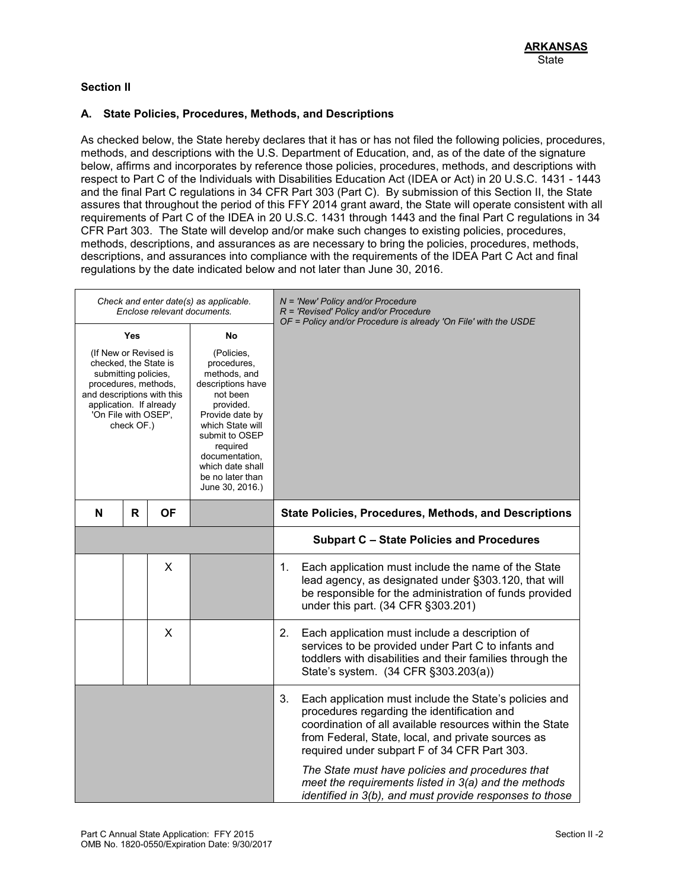**ARKANSAS**
State

### Section II

### A. State Policies, Procedures, Methods, and Descriptions

As checked below, the State hereby declares that it has or has not filed the following policies, procedures, methods, and descriptions with the U.S. Department of Education, and, as of the date of the signature below, affirms and incorporates by reference those policies, procedures, methods, and descriptions with respect to Part C of the Individuals with Disabilities Education Act (IDEA or Act) in 20 U.S.C. 1431 - 1443 and the final Part C regulations in 34 CFR Part 303 (Part C). By submission of this Section II, the State assures that throughout the period of this FFY 2014 grant award, the State will operate consistent with all requirements of Part C of the IDEA in 20 U.S.C. 1431 through 1443 and the final Part C regulations in 34 CFR Part 303. The State will develop and/or make such changes to existing policies, procedures, methods, descriptions, and assurances as are necessary to bring the policies, procedures, methods, descriptions, and assurances into compliance with the requirements of the IDEA Part C Act and final regulations by the date indicated below and not later than June 30, 2016.

| *Check and enter date(s) as applicable. Enclose relevant documents.* | | | | *N = 'New' Policy and/or Procedure*<br>*R = 'Revised' Policy and/or Procedure*<br>*OF = Policy and/or Procedure is already 'On File' with the USDE* |
|---|---|---|---|---|
| **Yes**<br>(If New or Revised is checked, the State is submitting policies, procedures, methods, and descriptions with this application. If already 'On File with OSEP', check OF.) | | | **No**<br>(Policies, procedures, methods, and descriptions have not been provided. Provide date by which State will submit to OSEP required documentation, which date shall be no later than June 30, 2016.) | |
| **N** | **R** | **OF** | | **State Policies, Procedures, Methods, and Descriptions** |
| | | | | **Subpart C – State Policies and Procedures** |
| | | X | | 1. Each application must include the name of the State lead agency, as designated under §303.120, that will be responsible for the administration of funds provided under this part. (34 CFR §303.201) |
| | | X | | 2. Each application must include a description of services to be provided under Part C to infants and toddlers with disabilities and their families through the State's system. (34 CFR §303.203(a)) |
| | | | | 3. Each application must include the State's policies and procedures regarding the identification and coordination of all available resources within the State from Federal, State, local, and private sources as required under subpart F of 34 CFR Part 303.<br><br>*The State must have policies and procedures that meet the requirements listed in 3(a) and the methods identified in 3(b), and must provide responses to those* |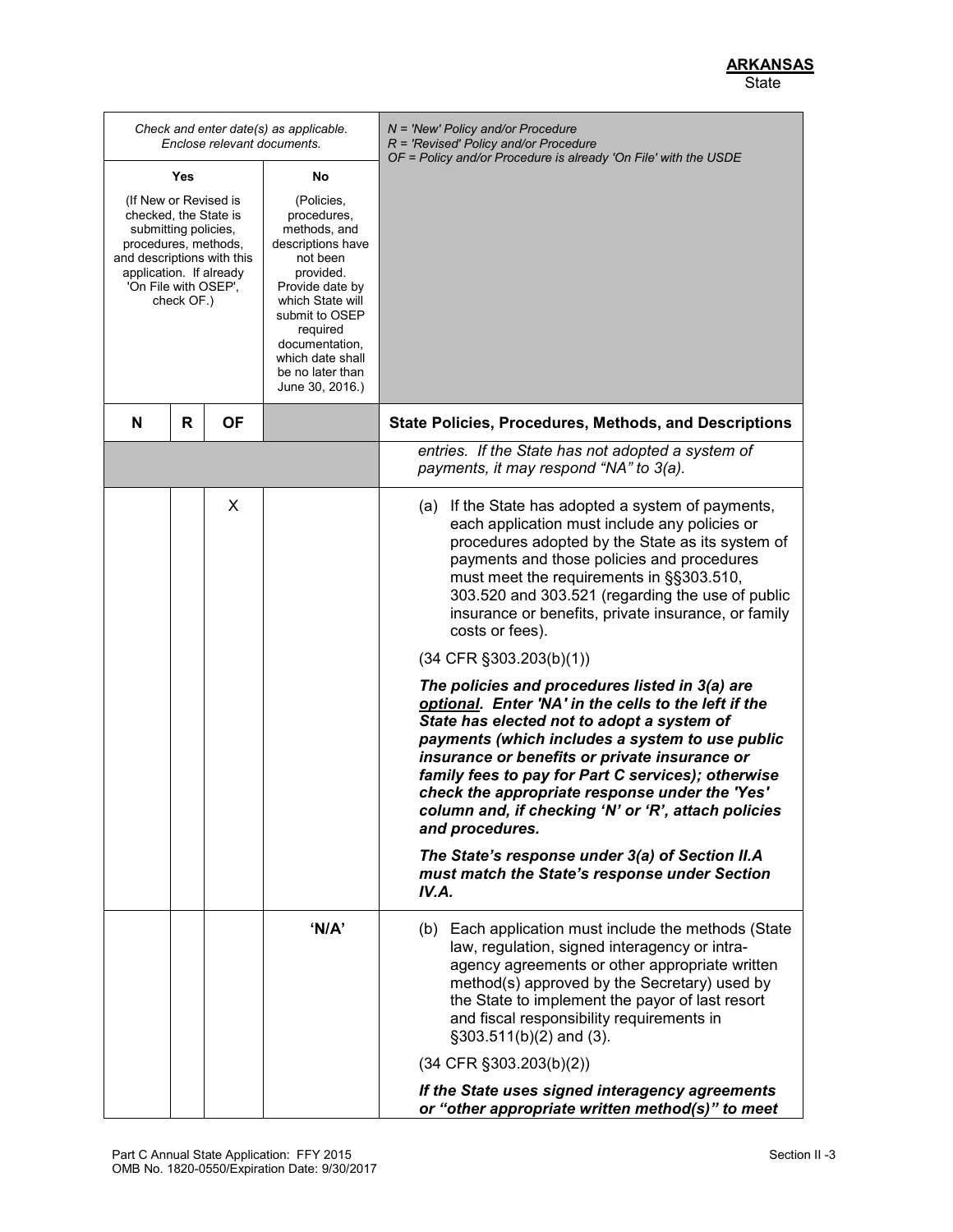**ARKANSAS**
State

| Check and enter date(s) as applicable. Enclose relevant documents. | | | | N = 'New' Policy and/or Procedure<br>R = 'Revised' Policy and/or Procedure<br>OF = Policy and/or Procedure is already 'On File' with the USDE |
|---|---|---|---|---|
| **Yes**<br><br>(If New or Revised is checked, the State is submitting policies, procedures, methods, and descriptions with this application. If already 'On File with OSEP', check OF.) | | | **No**<br><br>(Policies, procedures, methods, and descriptions have not been provided. Provide date by which State will submit to OSEP required documentation, which date shall be no later than June 30, 2016.) | |
| **N** | **R** | **OF** | | **State Policies, Procedures, Methods, and Descriptions** |
| | | | | *entries. If the State has not adopted a system of payments, it may respond "NA" to 3(a).* |
| | | X | | (a) If the State has adopted a system of payments, each application must include any policies or procedures adopted by the State as its system of payments and those policies and procedures must meet the requirements in §§303.510, 303.520 and 303.521 (regarding the use of public insurance or benefits, private insurance, or family costs or fees).<br><br>(34 CFR §303.203(b)(1))<br><br>***The policies and procedures listed in 3(a) are <u>optional</u>. Enter 'NA' in the cells to the left if the State has elected not to adopt a system of payments (which includes a system to use public insurance or benefits or private insurance or family fees to pay for Part C services); otherwise check the appropriate response under the 'Yes' column and, if checking 'N' or 'R', attach policies and procedures.***<br><br>***The State's response under 3(a) of Section II.A must match the State's response under Section IV.A.*** |
| | | | 'N/A' | (b) Each application must include the methods (State law, regulation, signed interagency or intra-agency agreements or other appropriate written method(s) approved by the Secretary) used by the State to implement the payor of last resort and fiscal responsibility requirements in §303.511(b)(2) and (3).<br><br>(34 CFR §303.203(b)(2))<br><br>***If the State uses signed interagency agreements or "other appropriate written method(s)" to meet*** |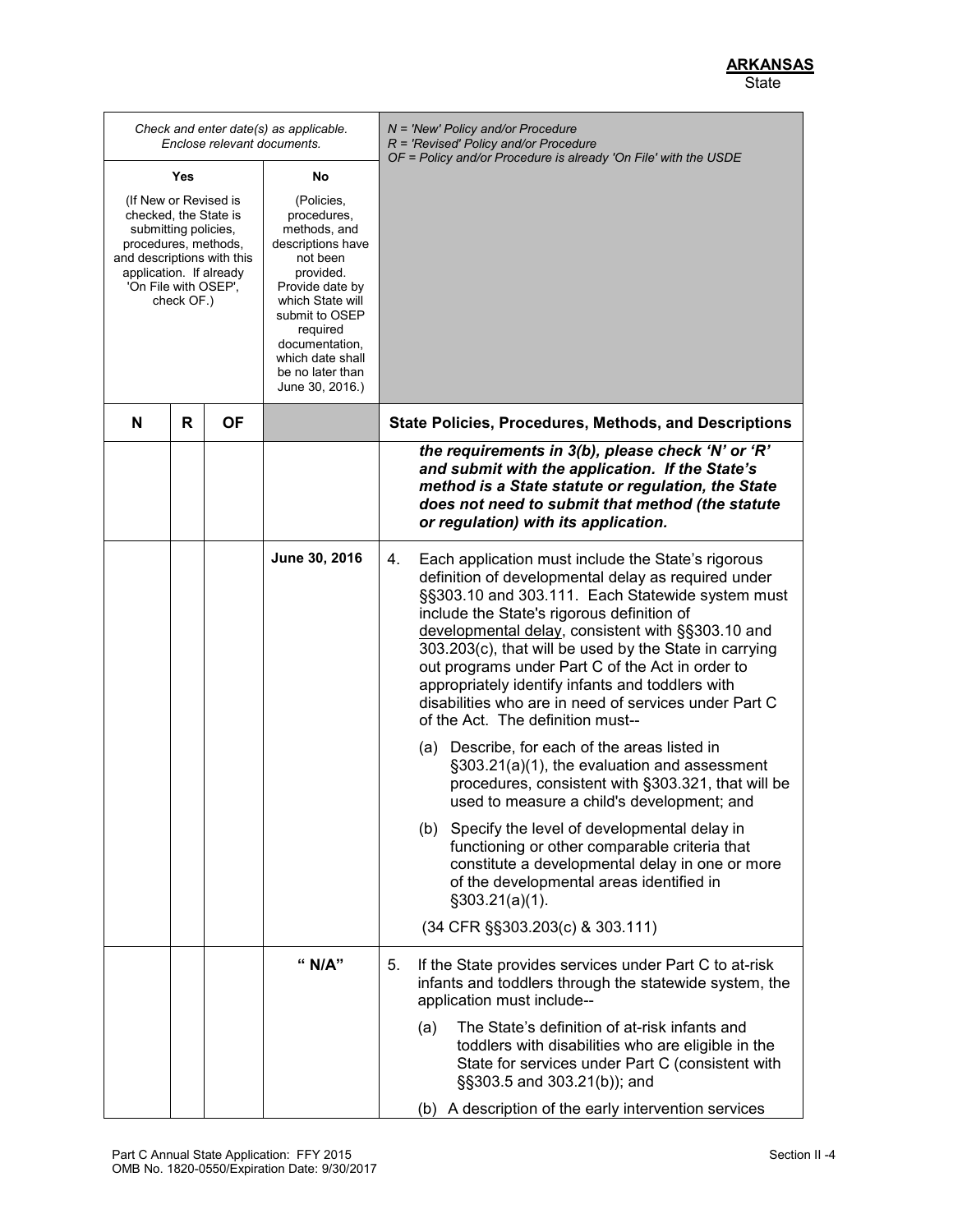**ARKANSAS**
State

| Check and enter date(s) as applicable. Enclose relevant documents. | | | | N = 'New' Policy and/or Procedure<br>R = 'Revised' Policy and/or Procedure<br>OF = Policy and/or Procedure is already 'On File' with the USDE |
|---|---|---|---|---|
| Yes<br><br>(If New or Revised is checked, the State is submitting policies, procedures, methods, and descriptions with this application. If already 'On File with OSEP', check OF.) | | | No<br><br>(Policies, procedures, methods, and descriptions have not been provided. Provide date by which State will submit to OSEP required documentation, which date shall be no later than June 30, 2016.) | |
| **N** | **R** | **OF** | | **State Policies, Procedures, Methods, and Descriptions** |
| | | | | ***the requirements in 3(b), please check 'N' or 'R' and submit with the application. If the State's method is a State statute or regulation, the State does not need to submit that method (the statute or regulation) with its application.*** |
| | | | **June 30, 2016** | 4. Each application must include the State's rigorous definition of developmental delay as required under §§303.10 and 303.111. Each Statewide system must include the State's rigorous definition of developmental delay, consistent with §§303.10 and 303.203(c), that will be used by the State in carrying out programs under Part C of the Act in order to appropriately identify infants and toddlers with disabilities who are in need of services under Part C of the Act. The definition must--<br><br>(a) Describe, for each of the areas listed in §303.21(a)(1), the evaluation and assessment procedures, consistent with §303.321, that will be used to measure a child's development; and<br><br>(b) Specify the level of developmental delay in functioning or other comparable criteria that constitute a developmental delay in one or more of the developmental areas identified in §303.21(a)(1).<br><br>(34 CFR §§303.203(c) & 303.111) |
| | | | **" N/A"** | 5. If the State provides services under Part C to at-risk infants and toddlers through the statewide system, the application must include--<br><br>(a) The State's definition of at-risk infants and toddlers with disabilities who are eligible in the State for services under Part C (consistent with §§303.5 and 303.21(b)); and<br><br>(b) A description of the early intervention services |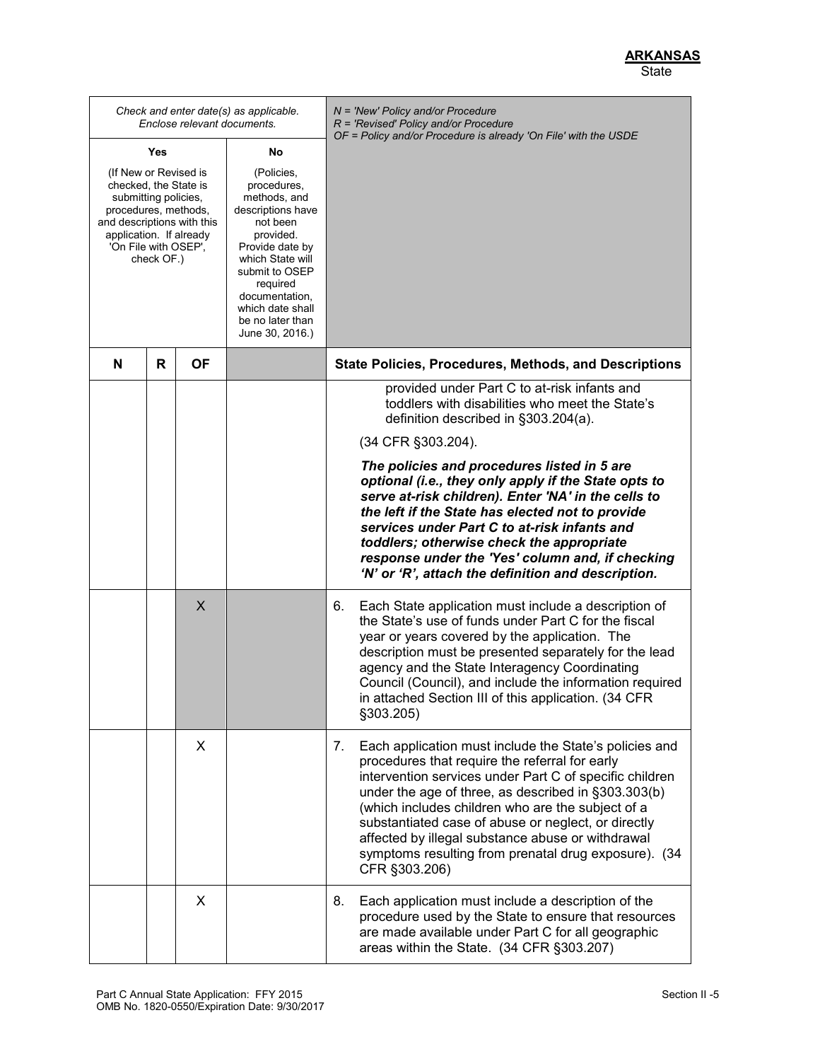**ARKANSAS**
State

| Check and enter date(s) as applicable. Enclose relevant documents. | | | | N = 'New' Policy and/or Procedure<br>R = 'Revised' Policy and/or Procedure<br>OF = Policy and/or Procedure is already 'On File' with the USDE |
|---|---|---|---|---|
| Yes<br><br>(If New or Revised is checked, the State is submitting policies, procedures, methods, and descriptions with this application. If already 'On File with OSEP', check OF.) | | | No<br><br>(Policies, procedures, methods, and descriptions have not been provided. Provide date by which State will submit to OSEP required documentation, which date shall be no later than June 30, 2016.) | |
| **N** | **R** | **OF** | | **State Policies, Procedures, Methods, and Descriptions** |
| | | | | provided under Part C to at-risk infants and toddlers with disabilities who meet the State's definition described in §303.204(a).<br><br>(34 CFR §303.204).<br><br>***The policies and procedures listed in 5 are optional (i.e., they only apply if the State opts to serve at-risk children). Enter 'NA' in the cells to the left if the State has elected not to provide services under Part C to at-risk infants and toddlers; otherwise check the appropriate response under the 'Yes' column and, if checking 'N' or 'R', attach the definition and description.*** |
| | | X | | 6. Each State application must include a description of the State's use of funds under Part C for the fiscal year or years covered by the application. The description must be presented separately for the lead agency and the State Interagency Coordinating Council (Council), and include the information required in attached Section III of this application. (34 CFR §303.205) |
| | | X | | 7. Each application must include the State's policies and procedures that require the referral for early intervention services under Part C of specific children under the age of three, as described in §303.303(b) (which includes children who are the subject of a substantiated case of abuse or neglect, or directly affected by illegal substance abuse or withdrawal symptoms resulting from prenatal drug exposure). (34 CFR §303.206) |
| | | X | | 8. Each application must include a description of the procedure used by the State to ensure that resources are made available under Part C for all geographic areas within the State. (34 CFR §303.207) |

Part C Annual State Application: FFY 2015
OMB No. 1820-0550/Expiration Date: 9/30/2017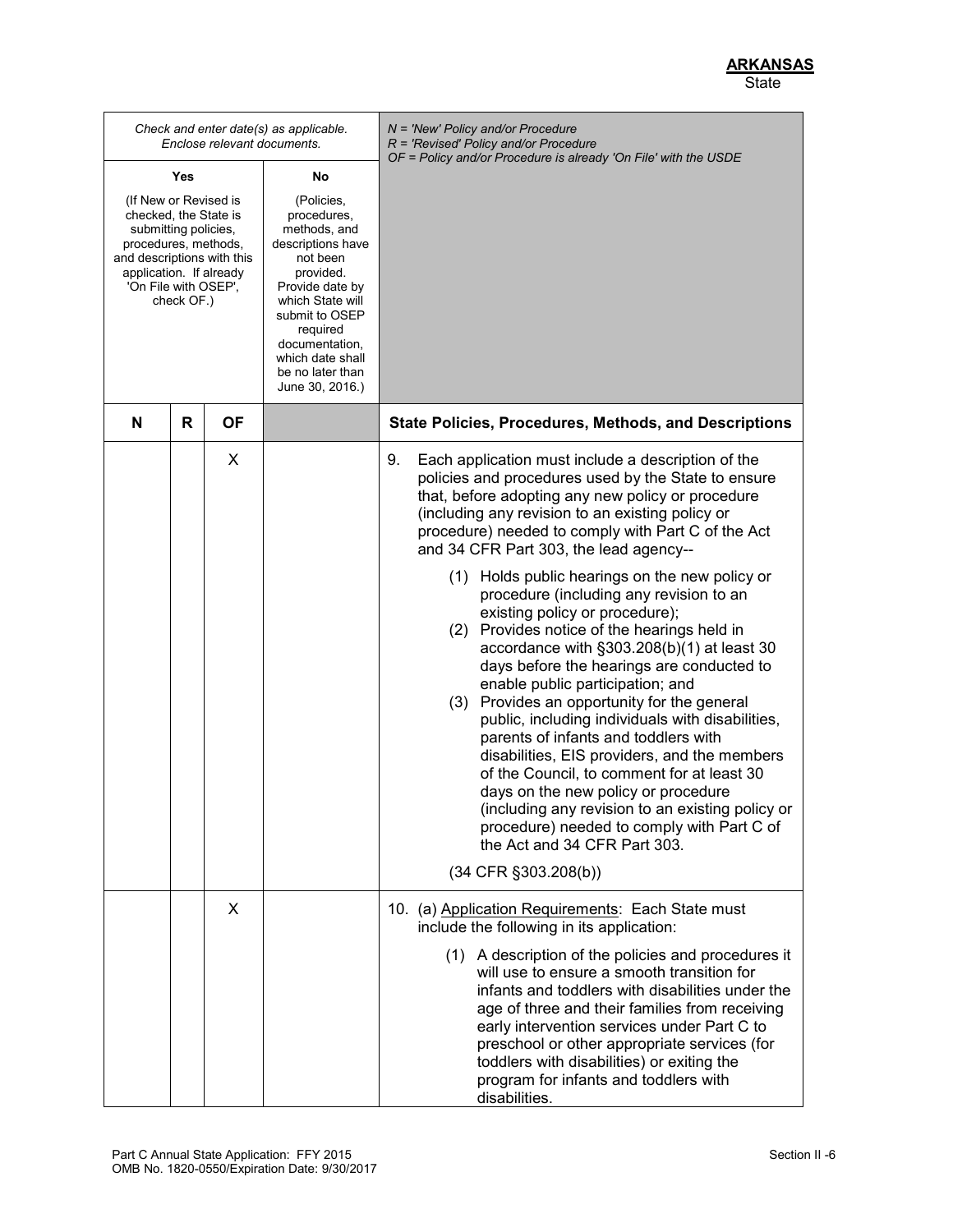**ARKANSAS**
State

| *Check and enter date(s) as applicable. Enclose relevant documents.* | | | | *N = 'New' Policy and/or Procedure*<br>*R = 'Revised' Policy and/or Procedure*<br>*OF = Policy and/or Procedure is already 'On File' with the USDE* |
|---|---|---|---|---|
| **Yes**<br>(If New or Revised is checked, the State is submitting policies, procedures, methods, and descriptions with this application. If already 'On File with OSEP', check OF.) | | | **No**<br>(Policies, procedures, methods, and descriptions have not been provided. Provide date by which State will submit to OSEP required documentation, which date shall be no later than June 30, 2016.) | |
| **N** | **R** | **OF** | | **State Policies, Procedures, Methods, and Descriptions** |
| | | X | | 9. Each application must include a description of the policies and procedures used by the State to ensure that, before adopting any new policy or procedure (including any revision to an existing policy or procedure) needed to comply with Part C of the Act and 34 CFR Part 303, the lead agency--<br><br>(1) Holds public hearings on the new policy or procedure (including any revision to an existing policy or procedure);<br>(2) Provides notice of the hearings held in accordance with §303.208(b)(1) at least 30 days before the hearings are conducted to enable public participation; and<br>(3) Provides an opportunity for the general public, including individuals with disabilities, parents of infants and toddlers with disabilities, EIS providers, and the members of the Council, to comment for at least 30 days on the new policy or procedure (including any revision to an existing policy or procedure) needed to comply with Part C of the Act and 34 CFR Part 303.<br><br>(34 CFR §303.208(b)) |
| | | X | | 10. (a) Application Requirements: Each State must include the following in its application:<br><br>(1) A description of the policies and procedures it will use to ensure a smooth transition for infants and toddlers with disabilities under the age of three and their families from receiving early intervention services under Part C to preschool or other appropriate services (for toddlers with disabilities) or exiting the program for infants and toddlers with disabilities. |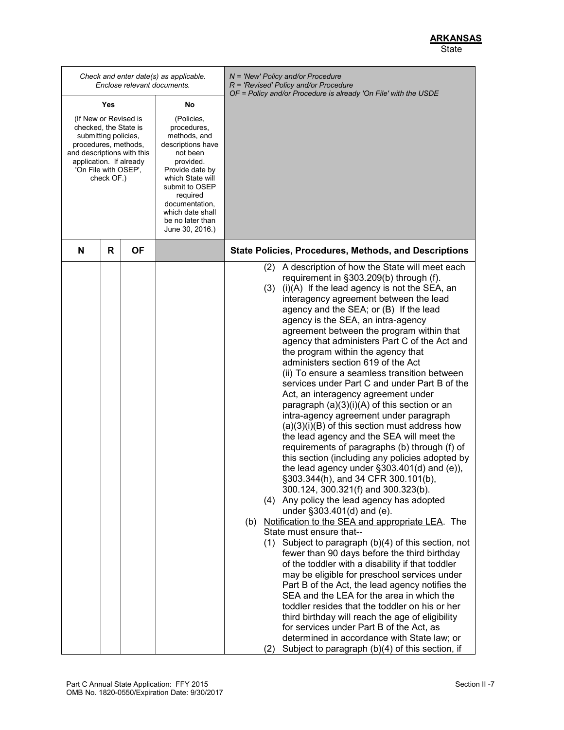**ARKANSAS**
State

| Check and enter date(s) as applicable. Enclose relevant documents. | | | | N = 'New' Policy and/or Procedure R = 'Revised' Policy and/or Procedure OF = Policy and/or Procedure is already 'On File' with the USDE |
|---|---|---|---|---|
| Yes (If New or Revised is checked, the State is submitting policies, procedures, methods, and descriptions with this application. If already 'On File with OSEP', check OF.) | | | No (Policies, procedures, methods, and descriptions have not been provided. Provide date by which State will submit to OSEP required documentation, which date shall be no later than June 30, 2016.) | |
| **N** | **R** | **OF** | | **State Policies, Procedures, Methods, and Descriptions** |
| | | | | (2) A description of how the State will meet each requirement in §303.209(b) through (f).<br>(3) (i)(A) If the lead agency is not the SEA, an interagency agreement between the lead agency and the SEA; or (B) If the lead agency is the SEA, an intra-agency agreement between the program within that agency that administers Part C of the Act and the program within the agency that administers section 619 of the Act<br>(ii) To ensure a seamless transition between services under Part C and under Part B of the Act, an interagency agreement under paragraph (a)(3)(i)(A) of this section or an intra-agency agreement under paragraph (a)(3)(i)(B) of this section must address how the lead agency and the SEA will meet the requirements of paragraphs (b) through (f) of this section (including any policies adopted by the lead agency under §303.401(d) and (e)), §303.344(h), and 34 CFR 300.101(b), 300.124, 300.321(f) and 300.323(b).<br>(4) Any policy the lead agency has adopted under §303.401(d) and (e).<br>(b) Notification to the SEA and appropriate LEA. The State must ensure that--<br>(1) Subject to paragraph (b)(4) of this section, not fewer than 90 days before the third birthday of the toddler with a disability if that toddler may be eligible for preschool services under Part B of the Act, the lead agency notifies the SEA and the LEA for the area in which the toddler resides that the toddler on his or her third birthday will reach the age of eligibility for services under Part B of the Act, as determined in accordance with State law; or<br>(2) Subject to paragraph (b)(4) of this section, if |

Part C Annual State Application: FFY 2015
OMB No. 1820-0550/Expiration Date: 9/30/2017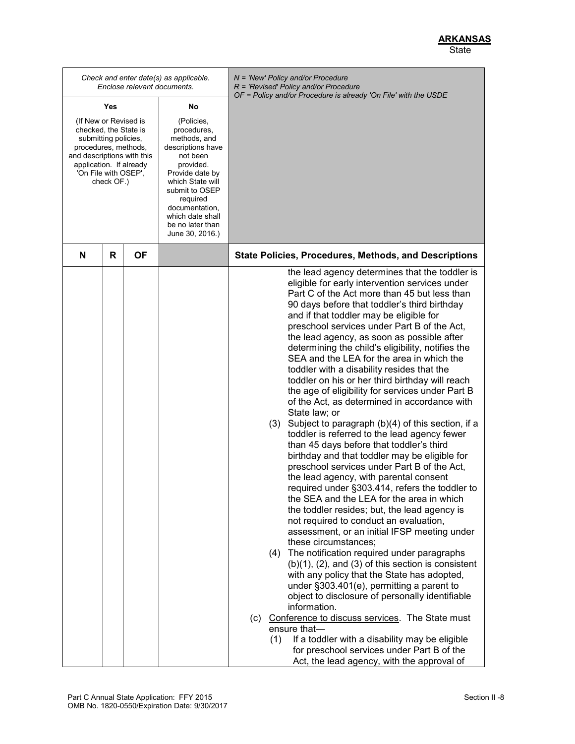**ARKANSAS**
State

| Check and enter date(s) as applicable. Enclose relevant documents. | | | | N = 'New' Policy and/or Procedure<br>R = 'Revised' Policy and/or Procedure<br>OF = Policy and/or Procedure is already 'On File' with the USDE |
|---|---|---|---|---|
| **Yes**<br>(If New or Revised is checked, the State is submitting policies, procedures, methods, and descriptions with this application. If already 'On File with OSEP', check OF.) | | | **No**<br>(Policies, procedures, methods, and descriptions have not been provided. Provide date by which State will submit to OSEP required documentation, which date shall be no later than June 30, 2016.) | |
| **N** | **R** | **OF** | | **State Policies, Procedures, Methods, and Descriptions** |
| | | | | the lead agency determines that the toddler is eligible for early intervention services under Part C of the Act more than 45 but less than 90 days before that toddler's third birthday and if that toddler may be eligible for preschool services under Part B of the Act, the lead agency, as soon as possible after determining the child's eligibility, notifies the SEA and the LEA for the area in which the toddler with a disability resides that the toddler on his or her third birthday will reach the age of eligibility for services under Part B of the Act, as determined in accordance with State law; or<br>(3) Subject to paragraph (b)(4) of this section, if a toddler is referred to the lead agency fewer than 45 days before that toddler's third birthday and that toddler may be eligible for preschool services under Part B of the Act, the lead agency, with parental consent required under §303.414, refers the toddler to the SEA and the LEA for the area in which the toddler resides; but, the lead agency is not required to conduct an evaluation, assessment, or an initial IFSP meeting under these circumstances;<br>(4) The notification required under paragraphs (b)(1), (2), and (3) of this section is consistent with any policy that the State has adopted, under §303.401(e), permitting a parent to object to disclosure of personally identifiable information.<br>(c) Conference to discuss services. The State must ensure that—<br>(1) If a toddler with a disability may be eligible for preschool services under Part B of the Act, the lead agency, with the approval of |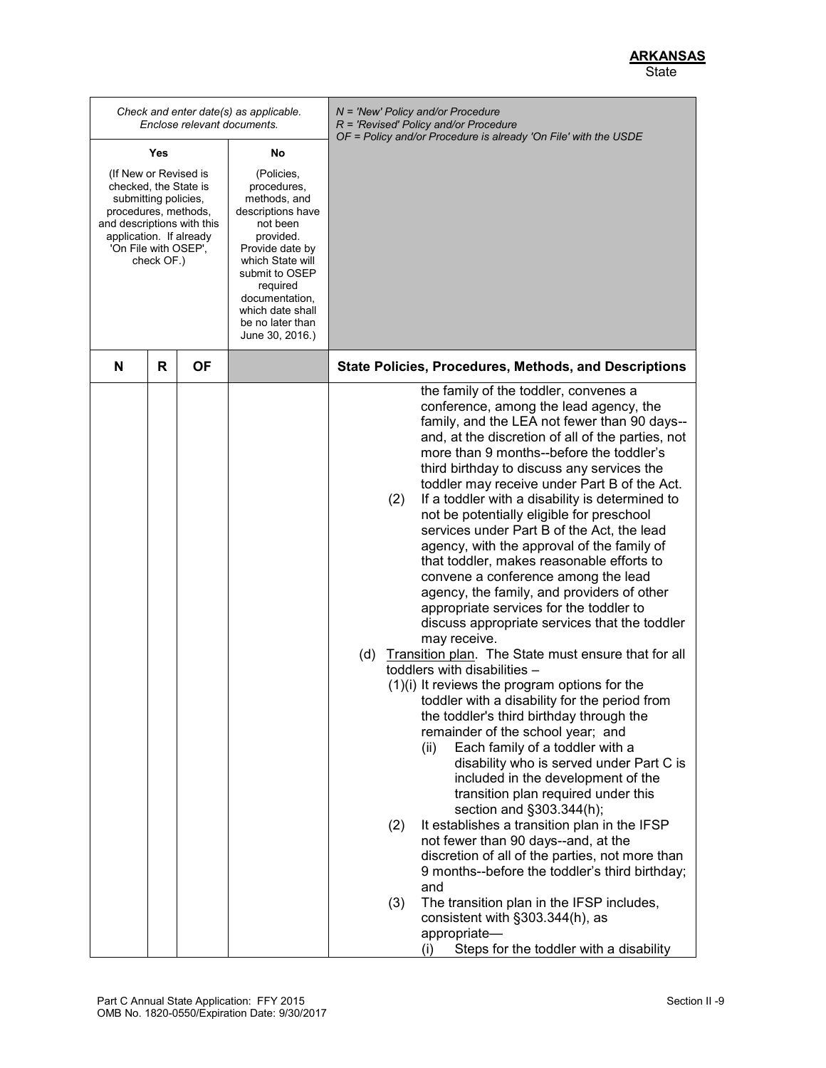**ARKANSAS**
State

| Check and enter date(s) as applicable. Enclose relevant documents. | | | | N = 'New' Policy and/or Procedure<br>R = 'Revised' Policy and/or Procedure<br>OF = Policy and/or Procedure is already 'On File' with the USDE |
|---|---|---|---|---|
| Yes<br><br>(If New or Revised is checked, the State is submitting policies, procedures, methods, and descriptions with this application. If already 'On File with OSEP', check OF.) | | | No<br><br>(Policies, procedures, methods, and descriptions have not been provided. Provide date by which State will submit to OSEP required documentation, which date shall be no later than June 30, 2016.) | |
| **N** | **R** | **OF** | | **State Policies, Procedures, Methods, and Descriptions** |
| | | | | the family of the toddler, convenes a conference, among the lead agency, the family, and the LEA not fewer than 90 days--and, at the discretion of all of the parties, not more than 9 months--before the toddler's third birthday to discuss any services the toddler may receive under Part B of the Act.<br>(2) If a toddler with a disability is determined to not be potentially eligible for preschool services under Part B of the Act, the lead agency, with the approval of the family of that toddler, makes reasonable efforts to convene a conference among the lead agency, the family, and providers of other appropriate services for the toddler to discuss appropriate services that the toddler may receive.<br>(d) Transition plan. The State must ensure that for all toddlers with disabilities –<br>(1)(i) It reviews the program options for the toddler with a disability for the period from the toddler's third birthday through the remainder of the school year; and<br>(ii) Each family of a toddler with a disability who is served under Part C is included in the development of the transition plan required under this section and §303.344(h);<br>(2) It establishes a transition plan in the IFSP not fewer than 90 days--and, at the discretion of all of the parties, not more than 9 months--before the toddler's third birthday; and<br>(3) The transition plan in the IFSP includes, consistent with §303.344(h), as appropriate—<br>(i) Steps for the toddler with a disability |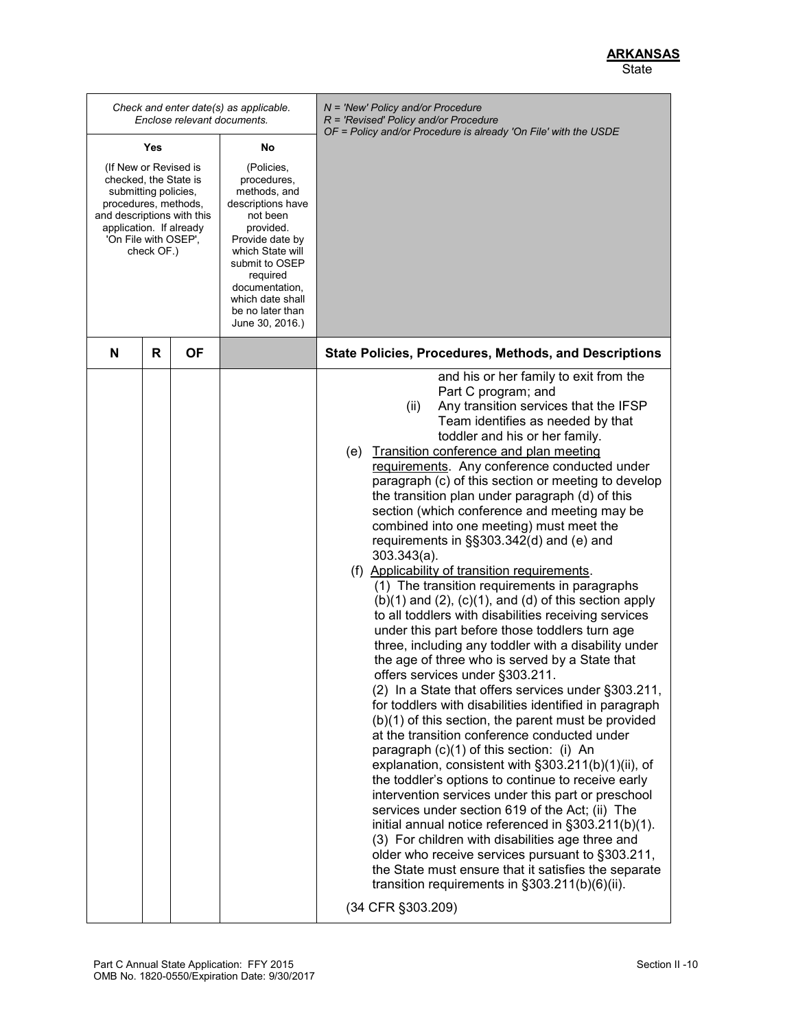| Check and enter date(s) as applicable. Enclose relevant documents. | | | | *N = 'New' Policy and/or Procedure* *R = 'Revised' Policy and/or Procedure* *OF = Policy and/or Procedure is already 'On File' with the USDE* |
|---|---|---|---|---|
| **Yes** (If New or Revised is checked, the State is submitting policies, procedures, methods, and descriptions with this application. If already 'On File with OSEP', check OF.) | | | **No** (Policies, procedures, methods, and descriptions have not been provided. Provide date by which State will submit to OSEP required documentation, which date shall be no later than June 30, 2016.) | |
| **N** | **R** | **OF** | | **State Policies, Procedures, Methods, and Descriptions** |
| | | | | and his or her family to exit from the Part C program; and<br>(ii) Any transition services that the IFSP Team identifies as needed by that toddler and his or her family.<br>(e) Transition conference and plan meeting requirements. Any conference conducted under paragraph (c) of this section or meeting to develop the transition plan under paragraph (d) of this section (which conference and meeting may be combined into one meeting) must meet the requirements in §§303.342(d) and (e) and 303.343(a).<br>(f) Applicability of transition requirements.<br>(1) The transition requirements in paragraphs (b)(1) and (2), (c)(1), and (d) of this section apply to all toddlers with disabilities receiving services under this part before those toddlers turn age three, including any toddler with a disability under the age of three who is served by a State that offers services under §303.211.<br>(2) In a State that offers services under §303.211, for toddlers with disabilities identified in paragraph (b)(1) of this section, the parent must be provided at the transition conference conducted under paragraph (c)(1) of this section: (i) An explanation, consistent with §303.211(b)(1)(ii), of the toddler's options to continue to receive early intervention services under this part or preschool services under section 619 of the Act; (ii) The initial annual notice referenced in §303.211(b)(1).<br>(3) For children with disabilities age three and older who receive services pursuant to §303.211, the State must ensure that it satisfies the separate transition requirements in §303.211(b)(6)(ii).<br><br>(34 CFR §303.209) |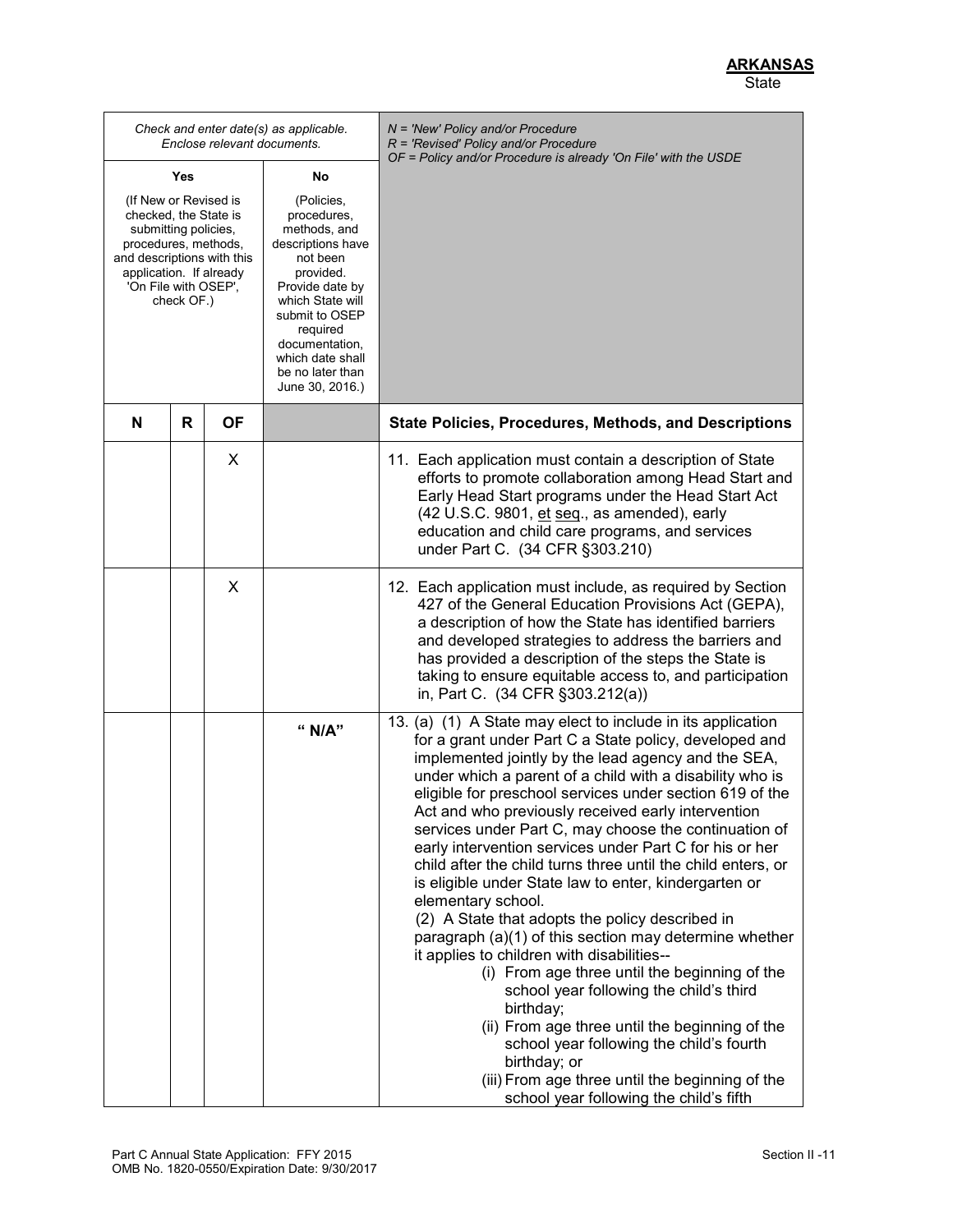**ARKANSAS**
State

| *Check and enter date(s) as applicable. Enclose relevant documents.* | | | | *N = 'New' Policy and/or Procedure*<br>*R = 'Revised' Policy and/or Procedure*<br>*OF = Policy and/or Procedure is already 'On File' with the USDE* |
|---|---|---|---|---|
| **Yes**<br>(If New or Revised is checked, the State is submitting policies, procedures, methods, and descriptions with this application. If already 'On File with OSEP', check OF.) | | | **No**<br>(Policies, procedures, methods, and descriptions have not been provided. Provide date by which State will submit to OSEP required documentation, which date shall be no later than June 30, 2016.) | |
| **N** | **R** | **OF** | | **State Policies, Procedures, Methods, and Descriptions** |
| | | X | | 11. Each application must contain a description of State efforts to promote collaboration among Head Start and Early Head Start programs under the Head Start Act (42 U.S.C. 9801, et seq., as amended), early education and child care programs, and services under Part C. (34 CFR §303.210) |
| | | X | | 12. Each application must include, as required by Section 427 of the General Education Provisions Act (GEPA), a description of how the State has identified barriers and developed strategies to address the barriers and has provided a description of the steps the State is taking to ensure equitable access to, and participation in, Part C. (34 CFR §303.212(a)) |
| | | | " N/A" | 13. (a) (1) A State may elect to include in its application for a grant under Part C a State policy, developed and implemented jointly by the lead agency and the SEA, under which a parent of a child with a disability who is eligible for preschool services under section 619 of the Act and who previously received early intervention services under Part C, may choose the continuation of early intervention services under Part C for his or her child after the child turns three until the child enters, or is eligible under State law to enter, kindergarten or elementary school.<br>(2) A State that adopts the policy described in paragraph (a)(1) of this section may determine whether it applies to children with disabilities--<br>(i) From age three until the beginning of the school year following the child's third birthday;<br>(ii) From age three until the beginning of the school year following the child's fourth birthday; or<br>(iii) From age three until the beginning of the school year following the child's fifth |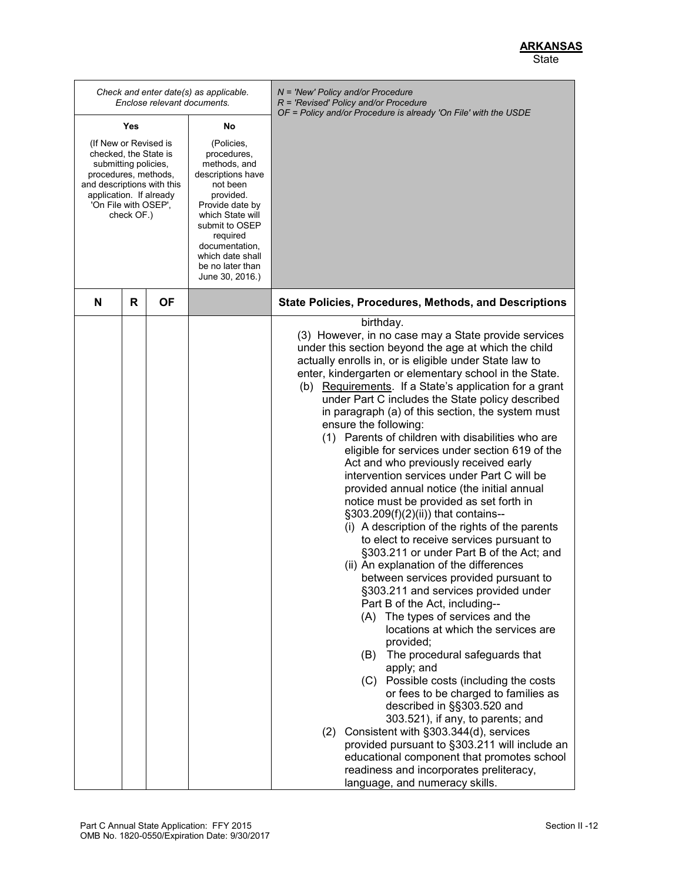| Check and enter date(s) as applicable. Enclose relevant documents. | | | | N = 'New' Policy and/or Procedure<br>R = 'Revised' Policy and/or Procedure<br>OF = Policy and/or Procedure is already 'On File' with the USDE |
|---|---|---|---|---|
| Yes<br><br>(If New or Revised is checked, the State is submitting policies, procedures, methods, and descriptions with this application. If already 'On File with OSEP', check OF.) | | | No<br><br>(Policies, procedures, methods, and descriptions have not been provided. Provide date by which State will submit to OSEP required documentation, which date shall be no later than June 30, 2016.) | |
| **N** | **R** | **OF** | | **State Policies, Procedures, Methods, and Descriptions** |
| | | | | birthday.<br>(3) However, in no case may a State provide services under this section beyond the age at which the child actually enrolls in, or is eligible under State law to enter, kindergarten or elementary school in the State.<br>(b) Requirements. If a State's application for a grant under Part C includes the State policy described in paragraph (a) of this section, the system must ensure the following:<br>(1) Parents of children with disabilities who are eligible for services under section 619 of the Act and who previously received early intervention services under Part C will be provided annual notice (the initial annual notice must be provided as set forth in §303.209(f)(2)(ii)) that contains--<br>(i) A description of the rights of the parents to elect to receive services pursuant to §303.211 or under Part B of the Act; and<br>(ii) An explanation of the differences between services provided pursuant to §303.211 and services provided under Part B of the Act, including--<br>(A) The types of services and the locations at which the services are provided;<br>(B) The procedural safeguards that apply; and<br>(C) Possible costs (including the costs or fees to be charged to families as described in §§303.520 and 303.521), if any, to parents; and<br>(2) Consistent with §303.344(d), services provided pursuant to §303.211 will include an educational component that promotes school readiness and incorporates preliteracy, language, and numeracy skills. |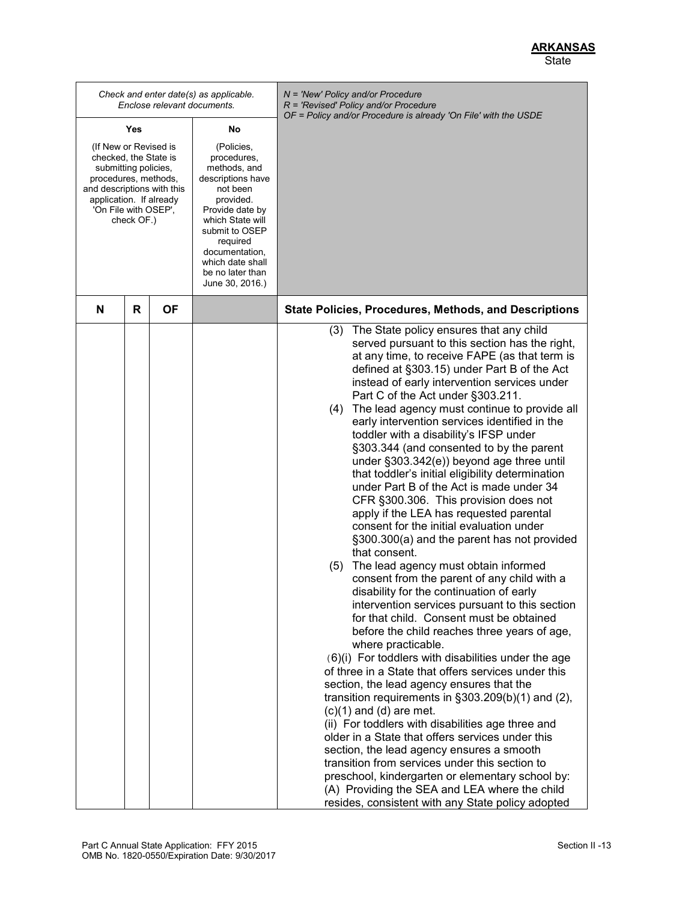**ARKANSAS**
State

| Check and enter date(s) as applicable. Enclose relevant documents. | | | | N = 'New' Policy and/or Procedure<br>R = 'Revised' Policy and/or Procedure<br>OF = Policy and/or Procedure is already 'On File' with the USDE |
|---|---|---|---|---|
| Yes<br><br>(If New or Revised is checked, the State is submitting policies, procedures, methods, and descriptions with this application. If already 'On File with OSEP', check OF.) | | | No<br><br>(Policies, procedures, methods, and descriptions have not been provided. Provide date by which State will submit to OSEP required documentation, which date shall be no later than June 30, 2016.) | |
| **N** | **R** | **OF** | | **State Policies, Procedures, Methods, and Descriptions** |
| | | | | (3) The State policy ensures that any child served pursuant to this section has the right, at any time, to receive FAPE (as that term is defined at §303.15) under Part B of the Act instead of early intervention services under Part C of the Act under §303.211.<br>(4) The lead agency must continue to provide all early intervention services identified in the toddler with a disability's IFSP under §303.344 (and consented to by the parent under §303.342(e)) beyond age three until that toddler's initial eligibility determination under Part B of the Act is made under 34 CFR §300.306. This provision does not apply if the LEA has requested parental consent for the initial evaluation under §300.300(a) and the parent has not provided that consent.<br>(5) The lead agency must obtain informed consent from the parent of any child with a disability for the continuation of early intervention services pursuant to this section for that child. Consent must be obtained before the child reaches three years of age, where practicable.<br>(6)(i) For toddlers with disabilities under the age of three in a State that offers services under this section, the lead agency ensures that the transition requirements in §303.209(b)(1) and (2), (c)(1) and (d) are met.<br>(ii) For toddlers with disabilities age three and older in a State that offers services under this section, the lead agency ensures a smooth transition from services under this section to preschool, kindergarten or elementary school by:<br>(A) Providing the SEA and LEA where the child resides, consistent with any State policy adopted |

Part C Annual State Application: FFY 2015
OMB No. 1820-0550/Expiration Date: 9/30/2017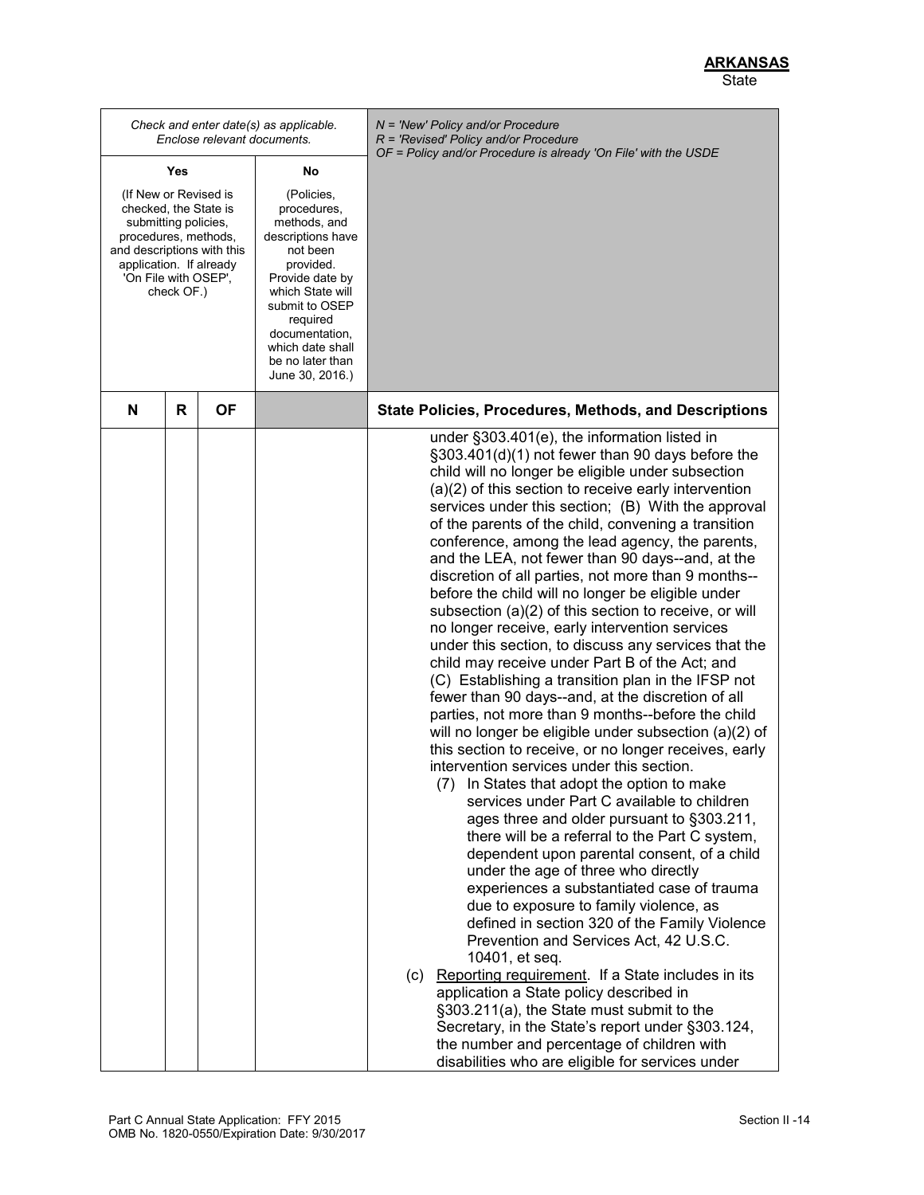**ARKANSAS**
State

| Check and enter date(s) as applicable. Enclose relevant documents. | | | | *N = 'New' Policy and/or Procedure*<br>*R = 'Revised' Policy and/or Procedure*<br>*OF = Policy and/or Procedure is already 'On File' with the USDE* |
|---|---|---|---|---|
| **Yes**<br>(If New or Revised is checked, the State is submitting policies, procedures, methods, and descriptions with this application. If already 'On File with OSEP', check OF.) | | | **No**<br>(Policies, procedures, methods, and descriptions have not been provided. Provide date by which State will submit to OSEP required documentation, which date shall be no later than June 30, 2016.) | |
| **N** | **R** | **OF** | | **State Policies, Procedures, Methods, and Descriptions** |
| | | | | under §303.401(e), the information listed in §303.401(d)(1) not fewer than 90 days before the child will no longer be eligible under subsection (a)(2) of this section to receive early intervention services under this section; (B) With the approval of the parents of the child, convening a transition conference, among the lead agency, the parents, and the LEA, not fewer than 90 days--and, at the discretion of all parties, not more than 9 months--before the child will no longer be eligible under subsection (a)(2) of this section to receive, or will no longer receive, early intervention services under this section, to discuss any services that the child may receive under Part B of the Act; and (C) Establishing a transition plan in the IFSP not fewer than 90 days--and, at the discretion of all parties, not more than 9 months--before the child will no longer be eligible under subsection (a)(2) of this section to receive, or no longer receives, early intervention services under this section.<br>(7) In States that adopt the option to make services under Part C available to children ages three and older pursuant to §303.211, there will be a referral to the Part C system, dependent upon parental consent, of a child under the age of three who directly experiences a substantiated case of trauma due to exposure to family violence, as defined in section 320 of the Family Violence Prevention and Services Act, 42 U.S.C. 10401, et seq.<br>(c) <u>Reporting requirement</u>. If a State includes in its application a State policy described in §303.211(a), the State must submit to the Secretary, in the State's report under §303.124, the number and percentage of children with disabilities who are eligible for services under |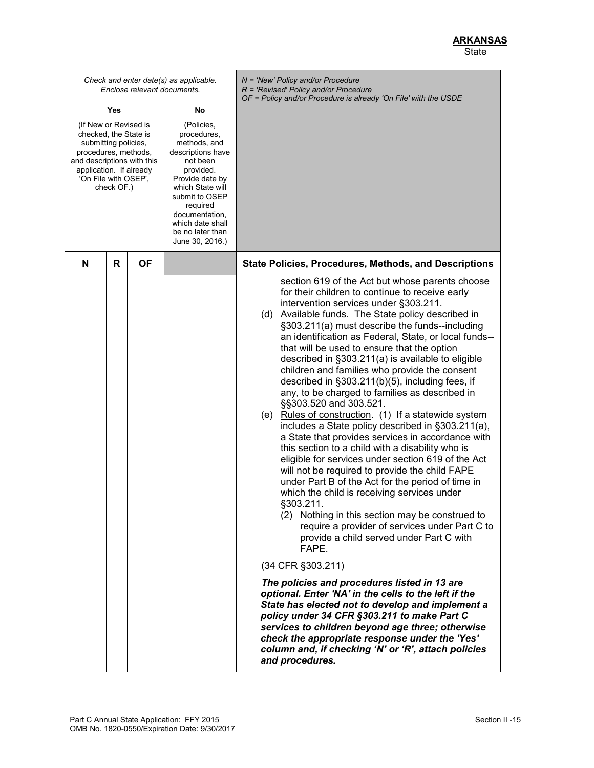**ARKANSAS**
State

| Check and enter date(s) as applicable. Enclose relevant documents. | | | | N = 'New' Policy and/or Procedure<br>R = 'Revised' Policy and/or Procedure<br>OF = Policy and/or Procedure is already 'On File' with the USDE |
|---|---|---|---|---|
| **Yes**<br>(If New or Revised is checked, the State is submitting policies, procedures, methods, and descriptions with this application. If already 'On File with OSEP', check OF.) | | | **No**<br>(Policies, procedures, methods, and descriptions have not been provided. Provide date by which State will submit to OSEP required documentation, which date shall be no later than June 30, 2016.) | |
| **N** | **R** | **OF** | | **State Policies, Procedures, Methods, and Descriptions** |
| | | | | section 619 of the Act but whose parents choose for their children to continue to receive early intervention services under §303.211.<br>(d) Available funds. The State policy described in §303.211(a) must describe the funds--including an identification as Federal, State, or local funds--that will be used to ensure that the option described in §303.211(a) is available to eligible children and families who provide the consent described in §303.211(b)(5), including fees, if any, to be charged to families as described in §§303.520 and 303.521.<br>(e) Rules of construction. (1) If a statewide system includes a State policy described in §303.211(a), a State that provides services in accordance with this section to a child with a disability who is eligible for services under section 619 of the Act will not be required to provide the child FAPE under Part B of the Act for the period of time in which the child is receiving services under §303.211.<br>(2) Nothing in this section may be construed to require a provider of services under Part C to provide a child served under Part C with FAPE.<br><br>(34 CFR §303.211)<br><br>***The policies and procedures listed in 13 are optional. Enter 'NA' in the cells to the left if the State has elected not to develop and implement a policy under 34 CFR §303.211 to make Part C services to children beyond age three; otherwise check the appropriate response under the 'Yes' column and, if checking 'N' or 'R', attach policies and procedures.*** |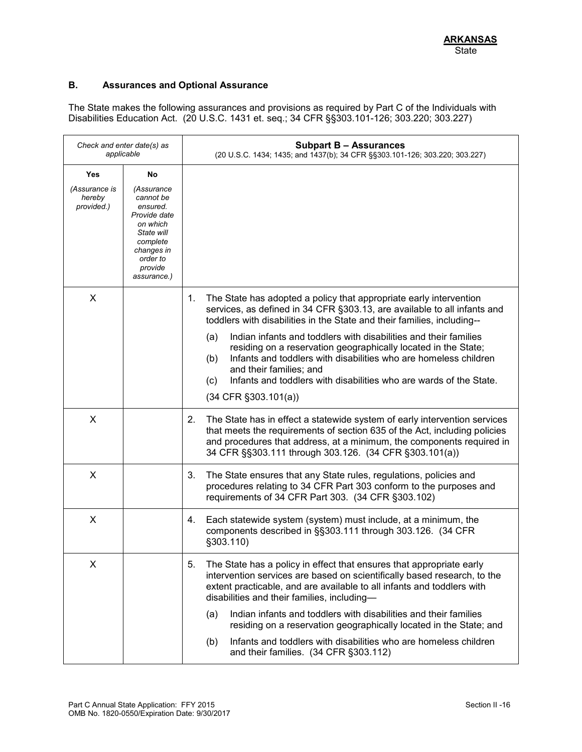**ARKANSAS**
State

### B. Assurances and Optional Assurance

The State makes the following assurances and provisions as required by Part C of the Individuals with Disabilities Education Act. (20 U.S.C. 1431 et. seq.; 34 CFR §§303.101-126; 303.220; 303.227)

| *Check and enter date(s) as applicable* | | **Subpart B – Assurances** (20 U.S.C. 1434; 1435; and 1437(b); 34 CFR §§303.101-126; 303.220; 303.227) |
|---|---|---|
| **Yes** *(Assurance is hereby provided.)* | **No** *(Assurance cannot be ensured. Provide date on which State will complete changes in order to provide assurance.)* | |
| X | | 1. The State has adopted a policy that appropriate early intervention services, as defined in 34 CFR §303.13, are available to all infants and toddlers with disabilities in the State and their families, including-- (a) Indian infants and toddlers with disabilities and their families residing on a reservation geographically located in the State; (b) Infants and toddlers with disabilities who are homeless children and their families; and (c) Infants and toddlers with disabilities who are wards of the State. (34 CFR §303.101(a)) |
| X | | 2. The State has in effect a statewide system of early intervention services that meets the requirements of section 635 of the Act, including policies and procedures that address, at a minimum, the components required in 34 CFR §§303.111 through 303.126. (34 CFR §303.101(a)) |
| X | | 3. The State ensures that any State rules, regulations, policies and procedures relating to 34 CFR Part 303 conform to the purposes and requirements of 34 CFR Part 303. (34 CFR §303.102) |
| X | | 4. Each statewide system (system) must include, at a minimum, the components described in §§303.111 through 303.126. (34 CFR §303.110) |
| X | | 5. The State has a policy in effect that ensures that appropriate early intervention services are based on scientifically based research, to the extent practicable, and are available to all infants and toddlers with disabilities and their families, including— (a) Indian infants and toddlers with disabilities and their families residing on a reservation geographically located in the State; and (b) Infants and toddlers with disabilities who are homeless children and their families. (34 CFR §303.112) |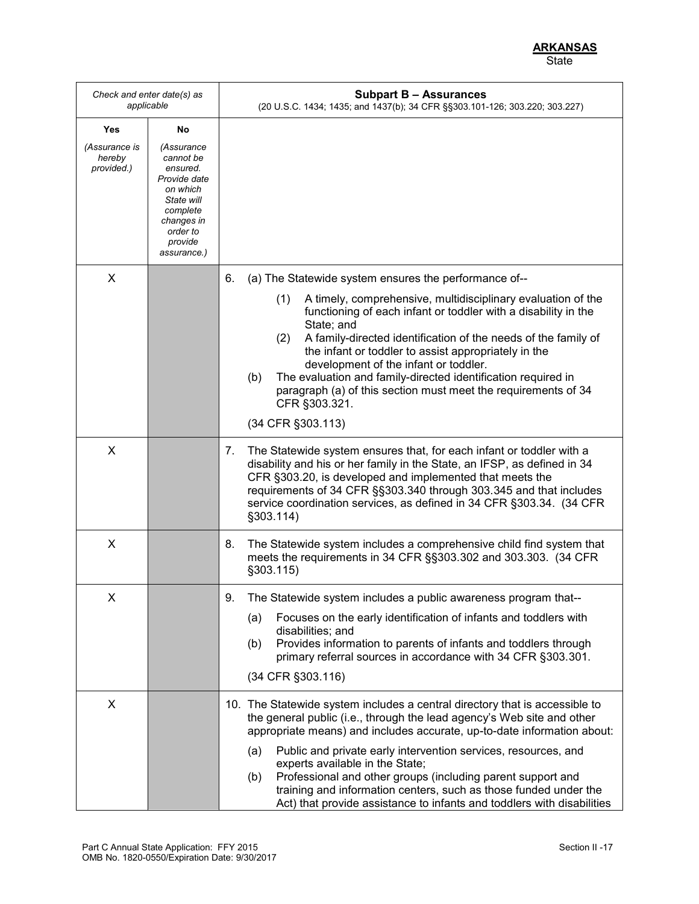**ARKANSAS**
State

| Check and enter date(s) as applicable | | **Subpart B – Assurances** (20 U.S.C. 1434; 1435; and 1437(b); 34 CFR §§303.101-126; 303.220; 303.227) |
|---|---|---|
| **Yes** *(Assurance is hereby provided.)* | **No** *(Assurance cannot be ensured. Provide date on which State will complete changes in order to provide assurance.)* | |
| X | | 6. (a) The Statewide system ensures the performance of-- (1) A timely, comprehensive, multidisciplinary evaluation of the functioning of each infant or toddler with a disability in the State; and (2) A family-directed identification of the needs of the family of the infant or toddler to assist appropriately in the development of the infant or toddler. (b) The evaluation and family-directed identification required in paragraph (a) of this section must meet the requirements of 34 CFR §303.321. (34 CFR §303.113) |
| X | | 7. The Statewide system ensures that, for each infant or toddler with a disability and his or her family in the State, an IFSP, as defined in 34 CFR §303.20, is developed and implemented that meets the requirements of 34 CFR §§303.340 through 303.345 and that includes service coordination services, as defined in 34 CFR §303.34. (34 CFR §303.114) |
| X | | 8. The Statewide system includes a comprehensive child find system that meets the requirements in 34 CFR §§303.302 and 303.303. (34 CFR §303.115) |
| X | | 9. The Statewide system includes a public awareness program that-- (a) Focuses on the early identification of infants and toddlers with disabilities; and (b) Provides information to parents of infants and toddlers through primary referral sources in accordance with 34 CFR §303.301. (34 CFR §303.116) |
| X | | 10. The Statewide system includes a central directory that is accessible to the general public (i.e., through the lead agency's Web site and other appropriate means) and includes accurate, up-to-date information about: (a) Public and private early intervention services, resources, and experts available in the State; (b) Professional and other groups (including parent support and training and information centers, such as those funded under the Act) that provide assistance to infants and toddlers with disabilities |

Part C Annual State Application: FFY 2015
OMB No. 1820-0550/Expiration Date: 9/30/2017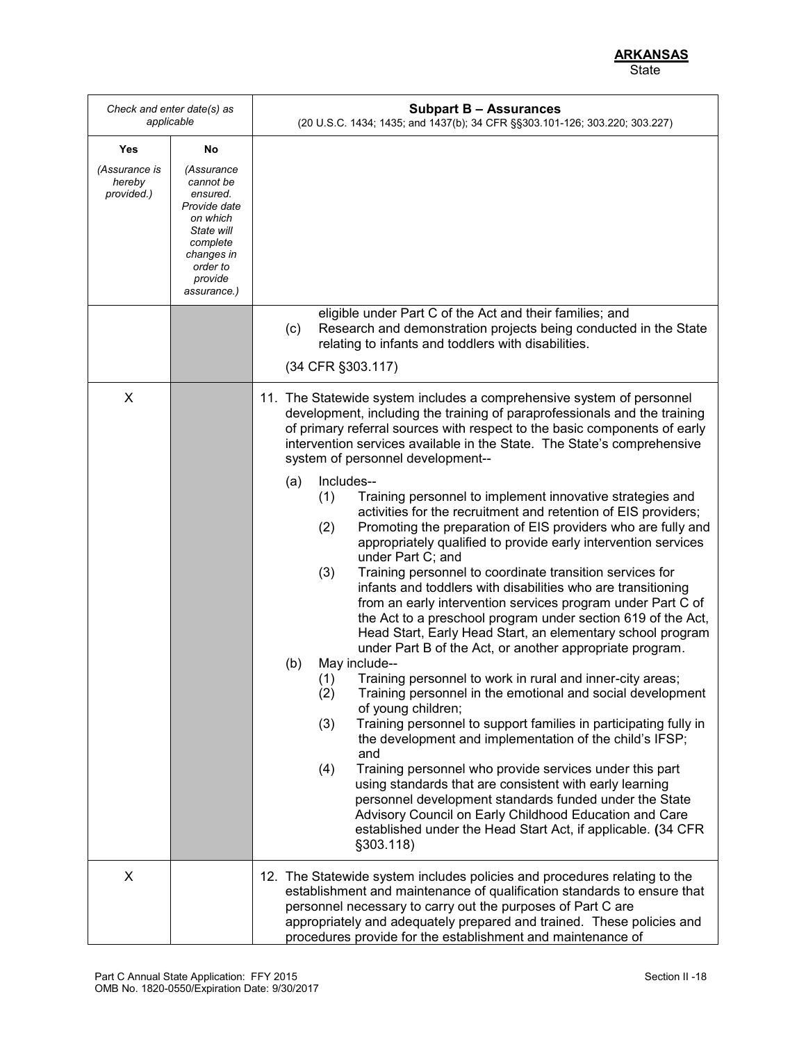| Check and enter date(s) as applicable | | **Subpart B – Assurances** (20 U.S.C. 1434; 1435; and 1437(b); 34 CFR §§303.101-126; 303.220; 303.227) |
|---|---|---|
| **Yes** *(Assurance is hereby provided.)* | **No** *(Assurance cannot be ensured. Provide date on which State will complete changes in order to provide assurance.)* | |
| | | eligible under Part C of the Act and their families; and<br>(c) Research and demonstration projects being conducted in the State relating to infants and toddlers with disabilities.<br><br>(34 CFR §303.117) |
| X | | 11. The Statewide system includes a comprehensive system of personnel development, including the training of paraprofessionals and the training of primary referral sources with respect to the basic components of early intervention services available in the State. The State's comprehensive system of personnel development--<br><br>(a) Includes--<br>(1) Training personnel to implement innovative strategies and activities for the recruitment and retention of EIS providers;<br>(2) Promoting the preparation of EIS providers who are fully and appropriately qualified to provide early intervention services under Part C; and<br>(3) Training personnel to coordinate transition services for infants and toddlers with disabilities who are transitioning from an early intervention services program under Part C of the Act to a preschool program under section 619 of the Act, Head Start, Early Head Start, an elementary school program under Part B of the Act, or another appropriate program.<br>(b) May include--<br>(1) Training personnel to work in rural and inner-city areas;<br>(2) Training personnel in the emotional and social development of young children;<br>(3) Training personnel to support families in participating fully in the development and implementation of the child's IFSP; and<br>(4) Training personnel who provide services under this part using standards that are consistent with early learning personnel development standards funded under the State Advisory Council on Early Childhood Education and Care established under the Head Start Act, if applicable. (34 CFR §303.118) |
| X | | 12. The Statewide system includes policies and procedures relating to the establishment and maintenance of qualification standards to ensure that personnel necessary to carry out the purposes of Part C are appropriately and adequately prepared and trained. These policies and procedures provide for the establishment and maintenance of |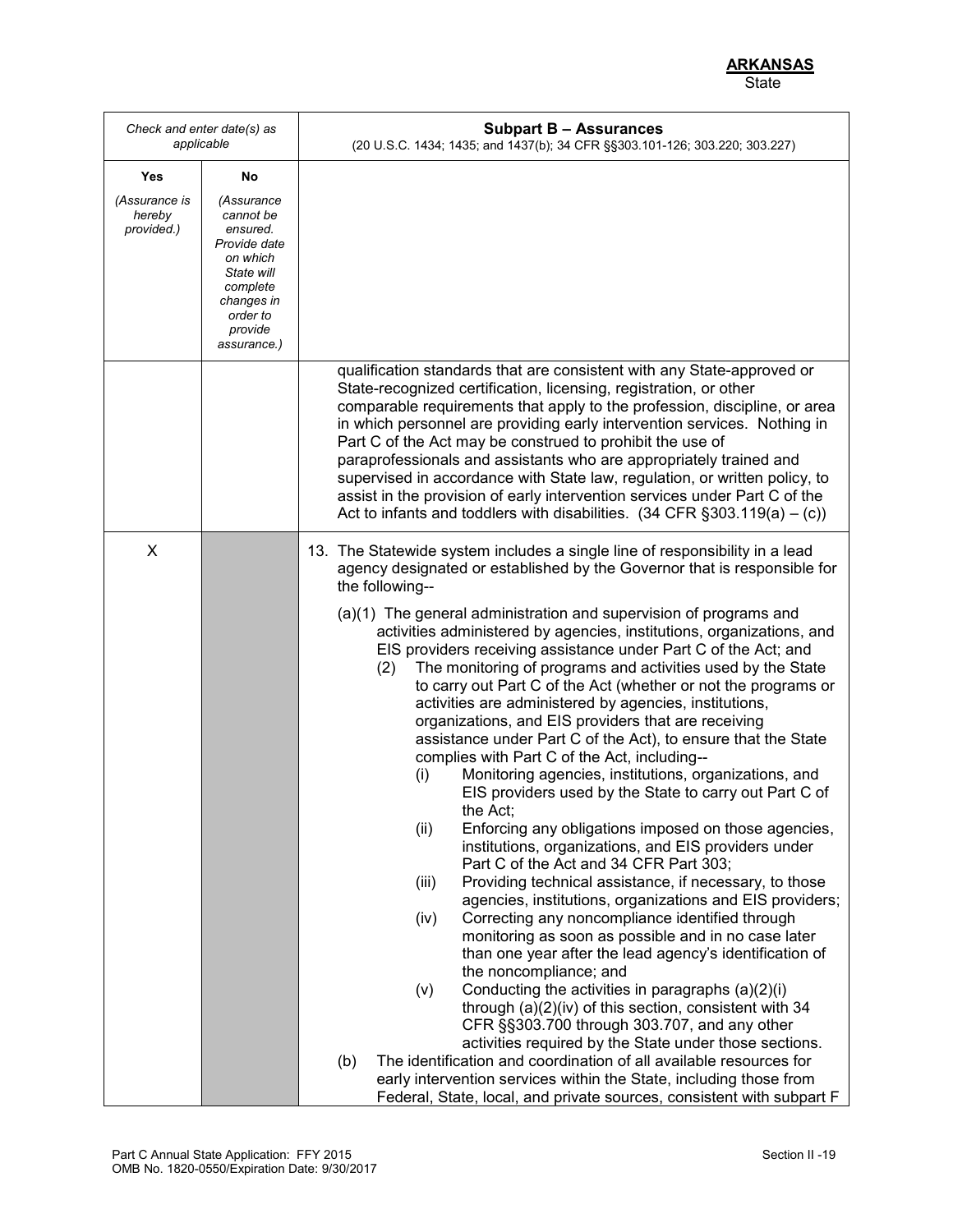**ARKANSAS**
State

| *Check and enter date(s) as applicable* | | **Subpart B – Assurances** (20 U.S.C. 1434; 1435; and 1437(b); 34 CFR §§303.101-126; 303.220; 303.227) |
|---|---|---|
| **Yes** *(Assurance is hereby provided.)* | **No** *(Assurance cannot be ensured. Provide date on which State will complete changes in order to provide assurance.)* | |
| | | qualification standards that are consistent with any State-approved or State-recognized certification, licensing, registration, or other comparable requirements that apply to the profession, discipline, or area in which personnel are providing early intervention services. Nothing in Part C of the Act may be construed to prohibit the use of paraprofessionals and assistants who are appropriately trained and supervised in accordance with State law, regulation, or written policy, to assist in the provision of early intervention services under Part C of the Act to infants and toddlers with disabilities. (34 CFR §303.119(a) – (c)) |
| X | | 13. The Statewide system includes a single line of responsibility in a lead agency designated or established by the Governor that is responsible for the following--<br><br>(a)(1) The general administration and supervision of programs and activities administered by agencies, institutions, organizations, and EIS providers receiving assistance under Part C of the Act; and<br>(2) The monitoring of programs and activities used by the State to carry out Part C of the Act (whether or not the programs or activities are administered by agencies, institutions, organizations, and EIS providers that are receiving assistance under Part C of the Act), to ensure that the State complies with Part C of the Act, including--<br>(i) Monitoring agencies, institutions, organizations, and EIS providers used by the State to carry out Part C of the Act;<br>(ii) Enforcing any obligations imposed on those agencies, institutions, organizations, and EIS providers under Part C of the Act and 34 CFR Part 303;<br>(iii) Providing technical assistance, if necessary, to those agencies, institutions, organizations and EIS providers;<br>(iv) Correcting any noncompliance identified through monitoring as soon as possible and in no case later than one year after the lead agency's identification of the noncompliance; and<br>(v) Conducting the activities in paragraphs (a)(2)(i) through (a)(2)(iv) of this section, consistent with 34 CFR §§303.700 through 303.707, and any other activities required by the State under those sections.<br>(b) The identification and coordination of all available resources for early intervention services within the State, including those from Federal, State, local, and private sources, consistent with subpart F |

Part C Annual State Application: FFY 2015
OMB No. 1820-0550/Expiration Date: 9/30/2017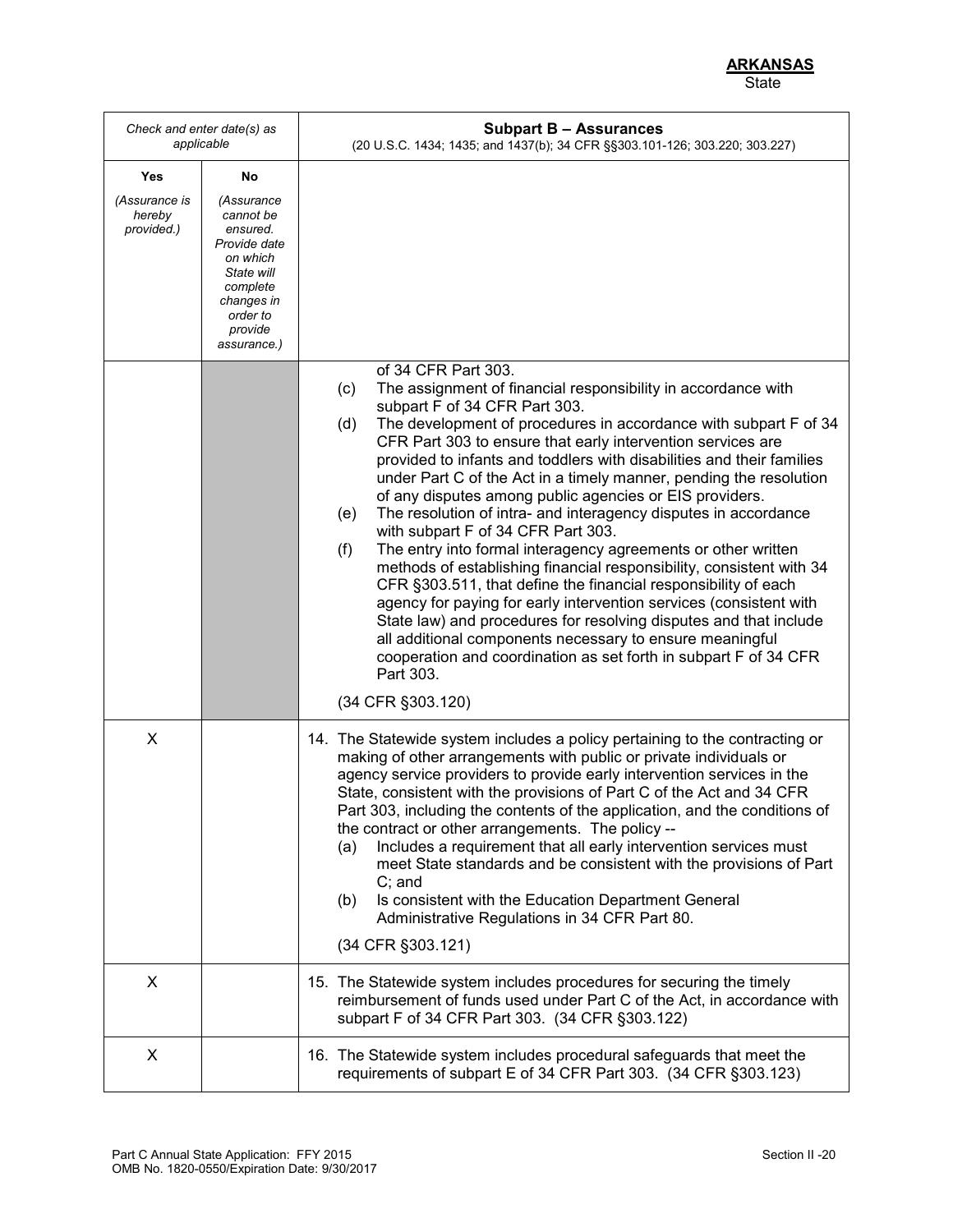**ARKANSAS**
State

| *Check and enter date(s) as applicable* | | **Subpart B – Assurances**<br>(20 U.S.C. 1434; 1435; and 1437(b); 34 CFR §§303.101-126; 303.220; 303.227) |
|---|---|---|
| **Yes**<br>*(Assurance is hereby provided.)* | **No**<br>*(Assurance cannot be ensured. Provide date on which State will complete changes in order to provide assurance.)* | |
| | | of 34 CFR Part 303.<br>(c) The assignment of financial responsibility in accordance with subpart F of 34 CFR Part 303.<br>(d) The development of procedures in accordance with subpart F of 34 CFR Part 303 to ensure that early intervention services are provided to infants and toddlers with disabilities and their families under Part C of the Act in a timely manner, pending the resolution of any disputes among public agencies or EIS providers.<br>(e) The resolution of intra- and interagency disputes in accordance with subpart F of 34 CFR Part 303.<br>(f) The entry into formal interagency agreements or other written methods of establishing financial responsibility, consistent with 34 CFR §303.511, that define the financial responsibility of each agency for paying for early intervention services (consistent with State law) and procedures for resolving disputes and that include all additional components necessary to ensure meaningful cooperation and coordination as set forth in subpart F of 34 CFR Part 303.<br><br>(34 CFR §303.120) |
| X | | 14. The Statewide system includes a policy pertaining to the contracting or making of other arrangements with public or private individuals or agency service providers to provide early intervention services in the State, consistent with the provisions of Part C of the Act and 34 CFR Part 303, including the contents of the application, and the conditions of the contract or other arrangements. The policy --<br>(a) Includes a requirement that all early intervention services must meet State standards and be consistent with the provisions of Part C; and<br>(b) Is consistent with the Education Department General Administrative Regulations in 34 CFR Part 80.<br><br>(34 CFR §303.121) |
| X | | 15. The Statewide system includes procedures for securing the timely reimbursement of funds used under Part C of the Act, in accordance with subpart F of 34 CFR Part 303. (34 CFR §303.122) |
| X | | 16. The Statewide system includes procedural safeguards that meet the requirements of subpart E of 34 CFR Part 303. (34 CFR §303.123) |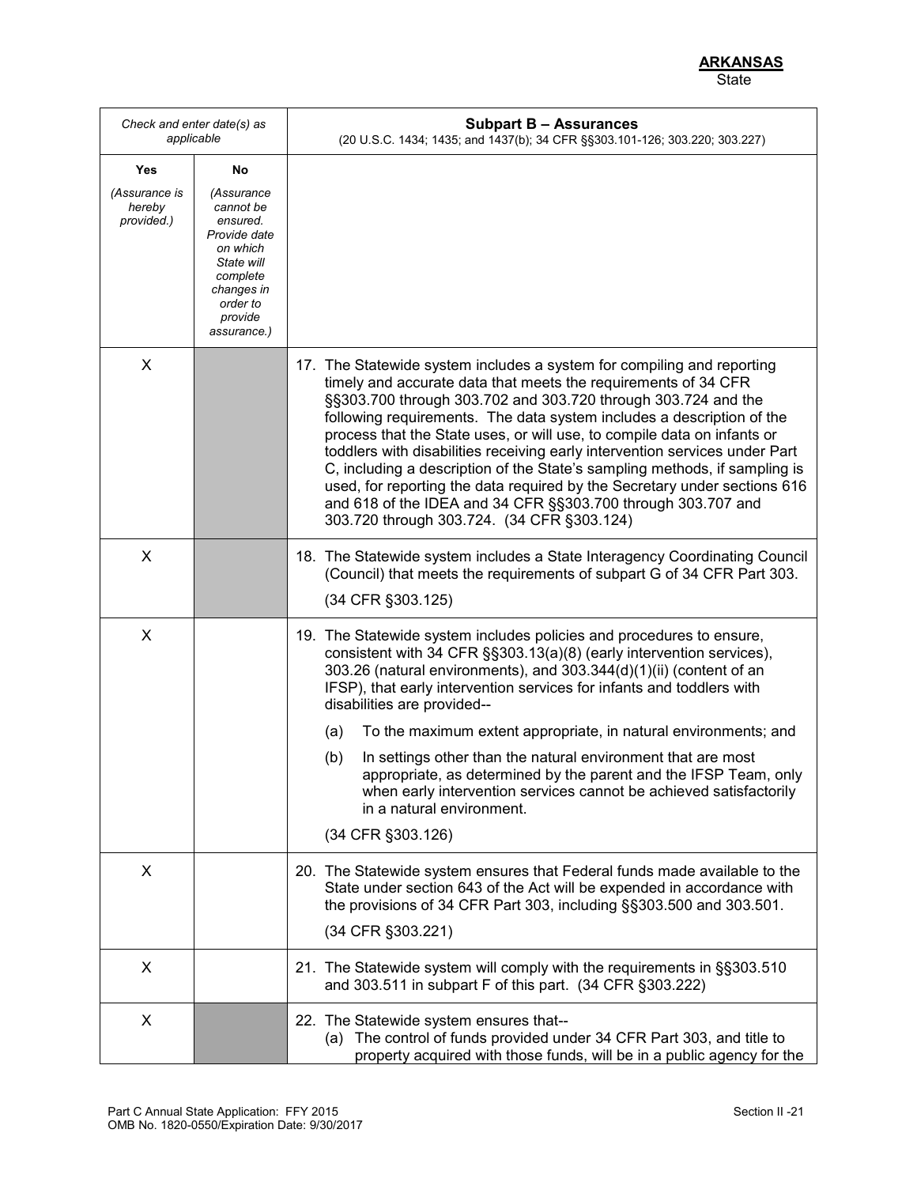**ARKANSAS**
State

| Check and enter date(s) as applicable | | **Subpart B – Assurances**<br>(20 U.S.C. 1434; 1435; and 1437(b); 34 CFR §§303.101-126; 303.220; 303.227) |
|---|---|---|
| **Yes**<br>*(Assurance is hereby provided.)* | **No**<br>*(Assurance cannot be ensured. Provide date on which State will complete changes in order to provide assurance.)* | |
| X | | 17. The Statewide system includes a system for compiling and reporting timely and accurate data that meets the requirements of 34 CFR §§303.700 through 303.702 and 303.720 through 303.724 and the following requirements. The data system includes a description of the process that the State uses, or will use, to compile data on infants or toddlers with disabilities receiving early intervention services under Part C, including a description of the State's sampling methods, if sampling is used, for reporting the data required by the Secretary under sections 616 and 618 of the IDEA and 34 CFR §§303.700 through 303.707 and 303.720 through 303.724. (34 CFR §303.124) |
| X | | 18. The Statewide system includes a State Interagency Coordinating Council (Council) that meets the requirements of subpart G of 34 CFR Part 303.<br>(34 CFR §303.125) |
| X | | 19. The Statewide system includes policies and procedures to ensure, consistent with 34 CFR §§303.13(a)(8) (early intervention services), 303.26 (natural environments), and 303.344(d)(1)(ii) (content of an IFSP), that early intervention services for infants and toddlers with disabilities are provided--<br>(a) To the maximum extent appropriate, in natural environments; and<br>(b) In settings other than the natural environment that are most appropriate, as determined by the parent and the IFSP Team, only when early intervention services cannot be achieved satisfactorily in a natural environment.<br>(34 CFR §303.126) |
| X | | 20. The Statewide system ensures that Federal funds made available to the State under section 643 of the Act will be expended in accordance with the provisions of 34 CFR Part 303, including §§303.500 and 303.501.<br>(34 CFR §303.221) |
| X | | 21. The Statewide system will comply with the requirements in §§303.510 and 303.511 in subpart F of this part. (34 CFR §303.222) |
| X | | 22. The Statewide system ensures that--<br>(a) The control of funds provided under 34 CFR Part 303, and title to property acquired with those funds, will be in a public agency for the |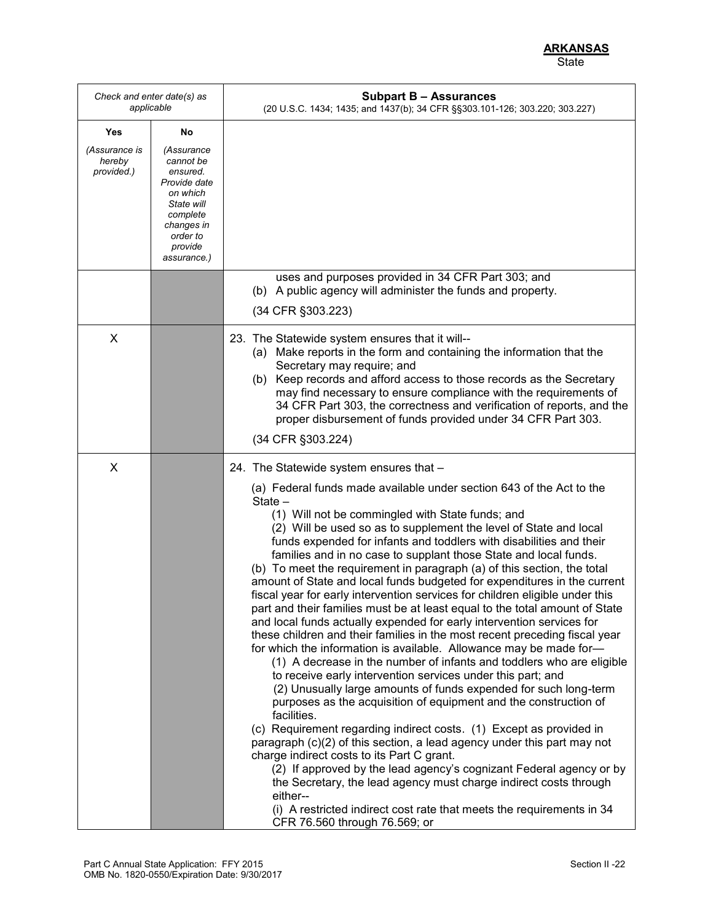**ARKANSAS**
State

| *Check and enter date(s) as applicable* | | **Subpart B – Assurances** (20 U.S.C. 1434; 1435; and 1437(b); 34 CFR §§303.101-126; 303.220; 303.227) |
|---|---|---|
| **Yes** *(Assurance is hereby provided.)* | **No** *(Assurance cannot be ensured. Provide date on which State will complete changes in order to provide assurance.)* | |
| | | uses and purposes provided in 34 CFR Part 303; and<br>(b) A public agency will administer the funds and property.<br>(34 CFR §303.223) |
| X | | 23. The Statewide system ensures that it will--<br>(a) Make reports in the form and containing the information that the Secretary may require; and<br>(b) Keep records and afford access to those records as the Secretary may find necessary to ensure compliance with the requirements of 34 CFR Part 303, the correctness and verification of reports, and the proper disbursement of funds provided under 34 CFR Part 303.<br>(34 CFR §303.224) |
| X | | 24. The Statewide system ensures that –<br>(a) Federal funds made available under section 643 of the Act to the State –<br>(1) Will not be commingled with State funds; and<br>(2) Will be used so as to supplement the level of State and local funds expended for infants and toddlers with disabilities and their families and in no case to supplant those State and local funds.<br>(b) To meet the requirement in paragraph (a) of this section, the total amount of State and local funds budgeted for expenditures in the current fiscal year for early intervention services for children eligible under this part and their families must be at least equal to the total amount of State and local funds actually expended for early intervention services for these children and their families in the most recent preceding fiscal year for which the information is available. Allowance may be made for—<br>(1) A decrease in the number of infants and toddlers who are eligible to receive early intervention services under this part; and<br>(2) Unusually large amounts of funds expended for such long-term purposes as the acquisition of equipment and the construction of facilities.<br>(c) Requirement regarding indirect costs. (1) Except as provided in paragraph (c)(2) of this section, a lead agency under this part may not charge indirect costs to its Part C grant.<br>(2) If approved by the lead agency's cognizant Federal agency or by the Secretary, the lead agency must charge indirect costs through either--<br>(i) A restricted indirect cost rate that meets the requirements in 34 CFR 76.560 through 76.569; or |

Part C Annual State Application: FFY 2015
OMB No. 1820-0550/Expiration Date: 9/30/2017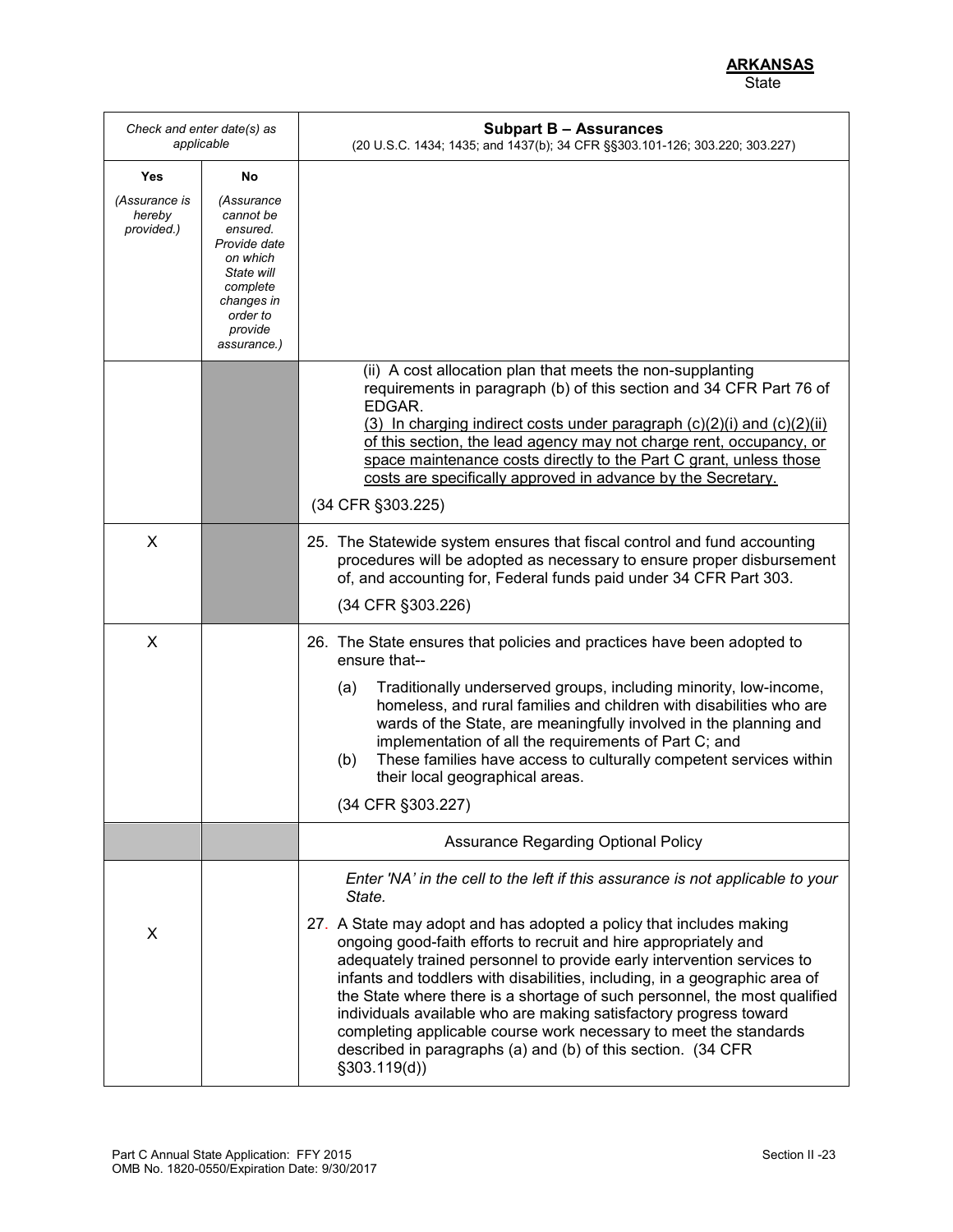**ARKANSAS**
State

| Check and enter date(s) as applicable | | **Subpart B – Assurances** (20 U.S.C. 1434; 1435; and 1437(b); 34 CFR §§303.101-126; 303.220; 303.227) |
|---|---|---|
| **Yes** *(Assurance is hereby provided.)* | **No** *(Assurance cannot be ensured. Provide date on which State will complete changes in order to provide assurance.)* | |
| | | (ii) A cost allocation plan that meets the non-supplanting requirements in paragraph (b) of this section and 34 CFR Part 76 of EDGAR.<br>(3) In charging indirect costs under paragraph (c)(2)(i) and (c)(2)(ii) of this section, the lead agency may not charge rent, occupancy, or space maintenance costs directly to the Part C grant, unless those costs are specifically approved in advance by the Secretary.<br>(34 CFR §303.225) |
| X | | 25. The Statewide system ensures that fiscal control and fund accounting procedures will be adopted as necessary to ensure proper disbursement of, and accounting for, Federal funds paid under 34 CFR Part 303.<br>(34 CFR §303.226) |
| X | | 26. The State ensures that policies and practices have been adopted to ensure that--<br>(a) Traditionally underserved groups, including minority, low-income, homeless, and rural families and children with disabilities who are wards of the State, are meaningfully involved in the planning and implementation of all the requirements of Part C; and<br>(b) These families have access to culturally competent services within their local geographical areas.<br>(34 CFR §303.227) |
| | | Assurance Regarding Optional Policy |
| X | | *Enter 'NA' in the cell to the left if this assurance is not applicable to your State.*<br>27. A State may adopt and has adopted a policy that includes making ongoing good-faith efforts to recruit and hire appropriately and adequately trained personnel to provide early intervention services to infants and toddlers with disabilities, including, in a geographic area of the State where there is a shortage of such personnel, the most qualified individuals available who are making satisfactory progress toward completing applicable course work necessary to meet the standards described in paragraphs (a) and (b) of this section. (34 CFR §303.119(d)) |

Part C Annual State Application: FFY 2015
OMB No. 1820-0550/Expiration Date: 9/30/2017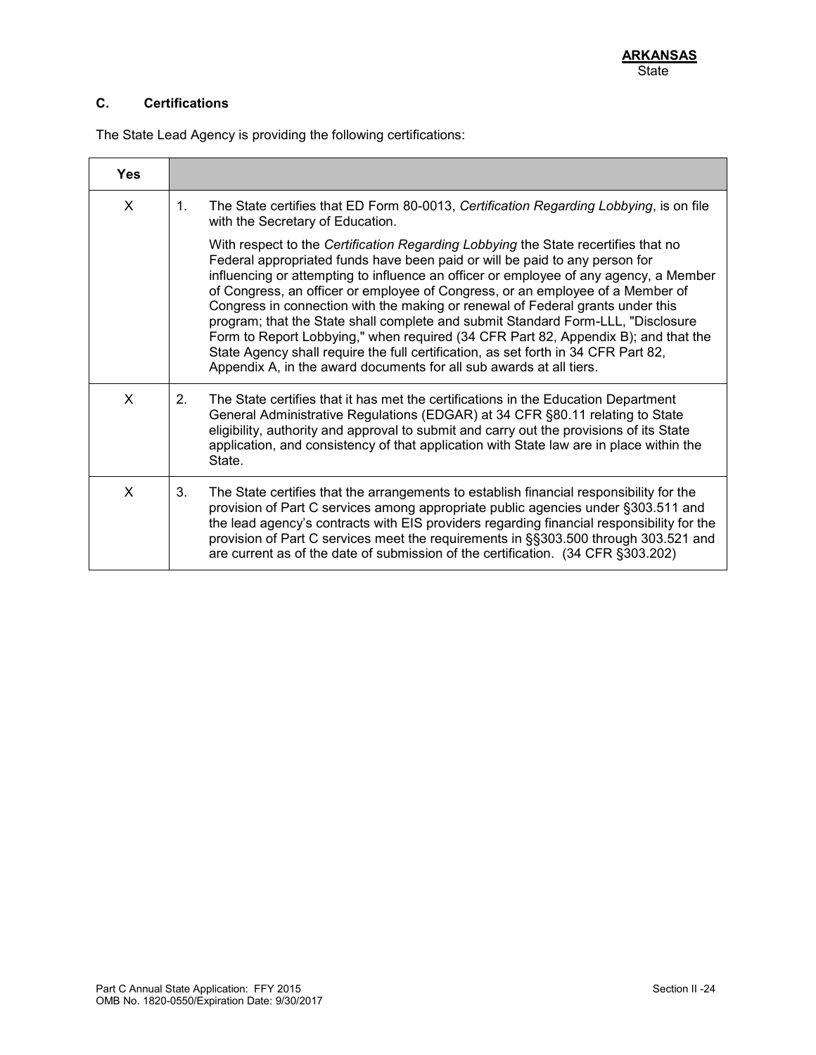**ARKANSAS**
State

### C. Certifications

The State Lead Agency is providing the following certifications:

| Yes | |
|---|---|
| X | 1. The State certifies that ED Form 80-0013, *Certification Regarding Lobbying*, is on file with the Secretary of Education.<br><br>With respect to the *Certification Regarding Lobbying* the State recertifies that no Federal appropriated funds have been paid or will be paid to any person for influencing or attempting to influence an officer or employee of any agency, a Member of Congress, an officer or employee of Congress, or an employee of a Member of Congress in connection with the making or renewal of Federal grants under this program; that the State shall complete and submit Standard Form-LLL, "Disclosure Form to Report Lobbying," when required (34 CFR Part 82, Appendix B); and that the State Agency shall require the full certification, as set forth in 34 CFR Part 82, Appendix A, in the award documents for all sub awards at all tiers. |
| X | 2. The State certifies that it has met the certifications in the Education Department General Administrative Regulations (EDGAR) at 34 CFR §80.11 relating to State eligibility, authority and approval to submit and carry out the provisions of its State application, and consistency of that application with State law are in place within the State. |
| X | 3. The State certifies that the arrangements to establish financial responsibility for the provision of Part C services among appropriate public agencies under §303.511 and the lead agency's contracts with EIS providers regarding financial responsibility for the provision of Part C services meet the requirements in §§303.500 through 303.521 and are current as of the date of submission of the certification. (34 CFR §303.202) |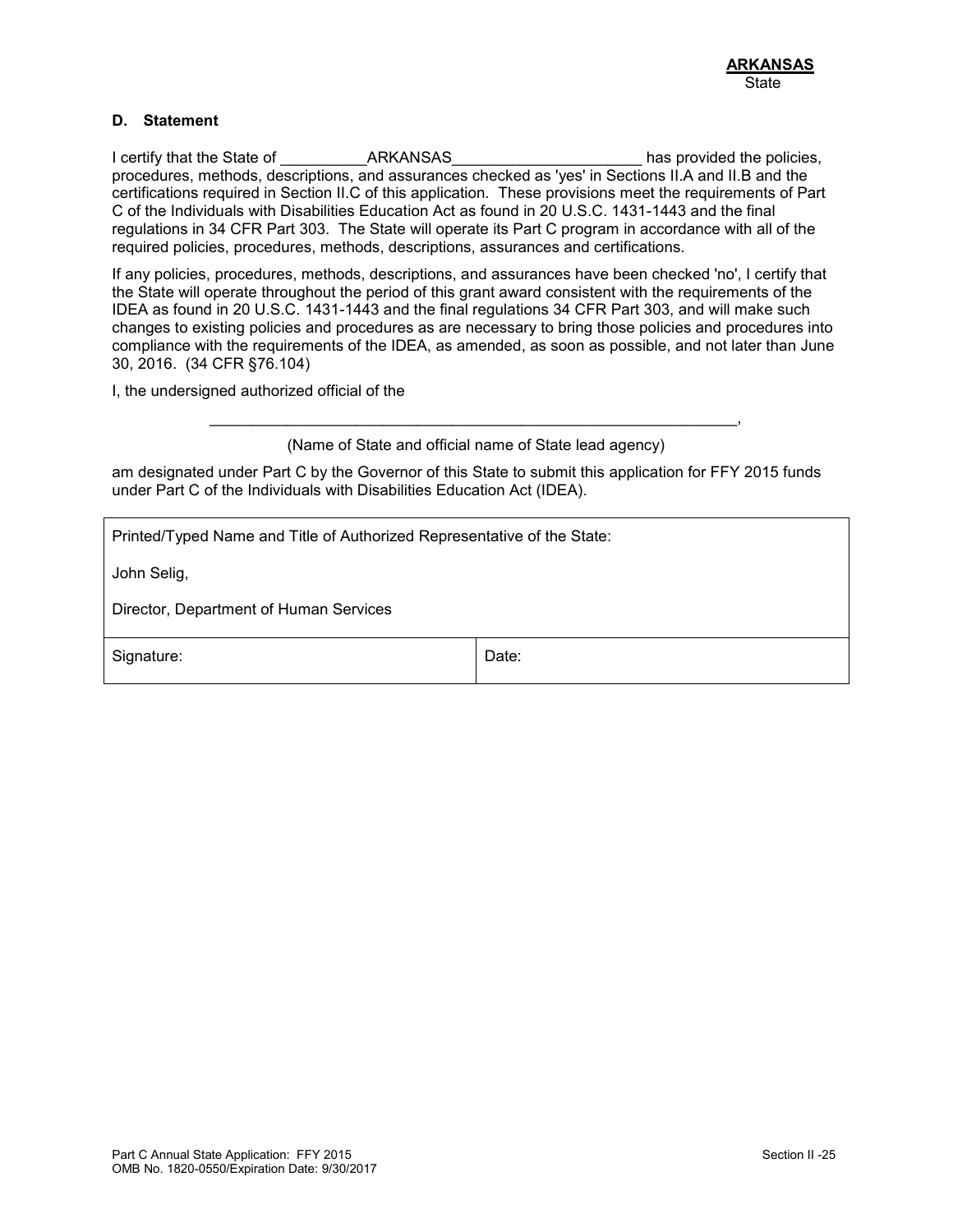**ARKANSAS**
State

## D. Statement

I certify that the State of __________ARKANSAS______________________ has provided the policies, procedures, methods, descriptions, and assurances checked as 'yes' in Sections II.A and II.B and the certifications required in Section II.C of this application. These provisions meet the requirements of Part C of the Individuals with Disabilities Education Act as found in 20 U.S.C. 1431-1443 and the final regulations in 34 CFR Part 303. The State will operate its Part C program in accordance with all of the required policies, procedures, methods, descriptions, assurances and certifications.

If any policies, procedures, methods, descriptions, and assurances have been checked 'no', I certify that the State will operate throughout the period of this grant award consistent with the requirements of the IDEA as found in 20 U.S.C. 1431-1443 and the final regulations 34 CFR Part 303, and will make such changes to existing policies and procedures as are necessary to bring those policies and procedures into compliance with the requirements of the IDEA, as amended, as soon as possible, and not later than June 30, 2016. (34 CFR §76.104)

I, the undersigned authorized official of the

_______________________________________________________________,

(Name of State and official name of State lead agency)

am designated under Part C by the Governor of this State to submit this application for FFY 2015 funds under Part C of the Individuals with Disabilities Education Act (IDEA).

| Printed/Typed Name and Title of Authorized Representative of the State:<br><br>John Selig,<br><br>Director, Department of Human Services | |
|---|---|
| Signature: | Date: |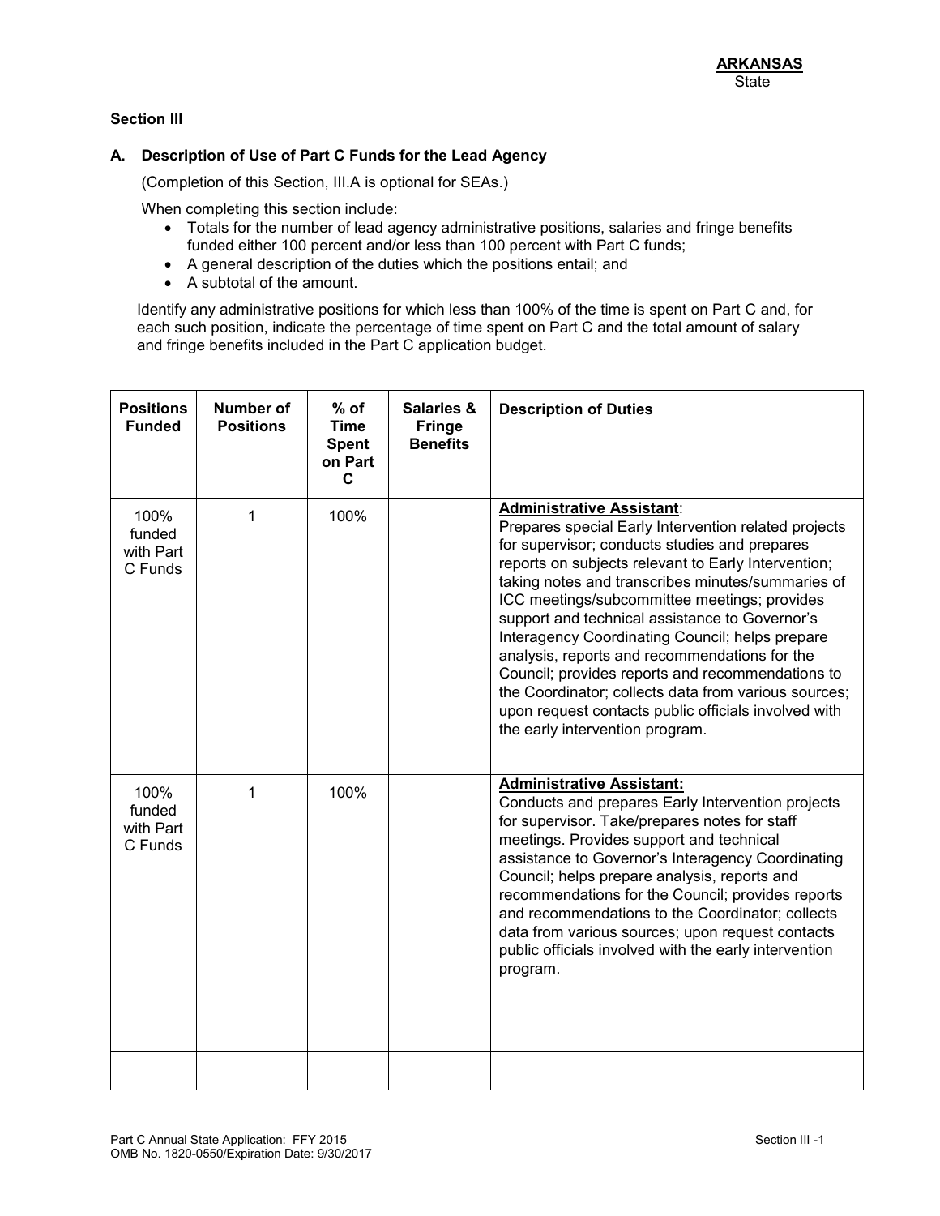**ARKANSAS**
State

**Section III**

**A. Description of Use of Part C Funds for the Lead Agency**

(Completion of this Section, III.A is optional for SEAs.)

When completing this section include:

- Totals for the number of lead agency administrative positions, salaries and fringe benefits funded either 100 percent and/or less than 100 percent with Part C funds;
- A general description of the duties which the positions entail; and
- A subtotal of the amount.

Identify any administrative positions for which less than 100% of the time is spent on Part C and, for each such position, indicate the percentage of time spent on Part C and the total amount of salary and fringe benefits included in the Part C application budget.

| Positions Funded | Number of Positions | % of Time Spent on Part C | Salaries & Fringe Benefits | Description of Duties |
|---|---|---|---|---|
| 100% funded with Part C Funds | 1 | 100% | | **Administrative Assistant**: Prepares special Early Intervention related projects for supervisor; conducts studies and prepares reports on subjects relevant to Early Intervention; taking notes and transcribes minutes/summaries of ICC meetings/subcommittee meetings; provides support and technical assistance to Governor's Interagency Coordinating Council; helps prepare analysis, reports and recommendations for the Council; provides reports and recommendations to the Coordinator; collects data from various sources; upon request contacts public officials involved with the early intervention program. |
| 100% funded with Part C Funds | 1 | 100% | | **Administrative Assistant:** Conducts and prepares Early Intervention projects for supervisor. Take/prepares notes for staff meetings. Provides support and technical assistance to Governor's Interagency Coordinating Council; helps prepare analysis, reports and recommendations for the Council; provides reports and recommendations to the Coordinator; collects data from various sources; upon request contacts public officials involved with the early intervention program. |
| | | | | |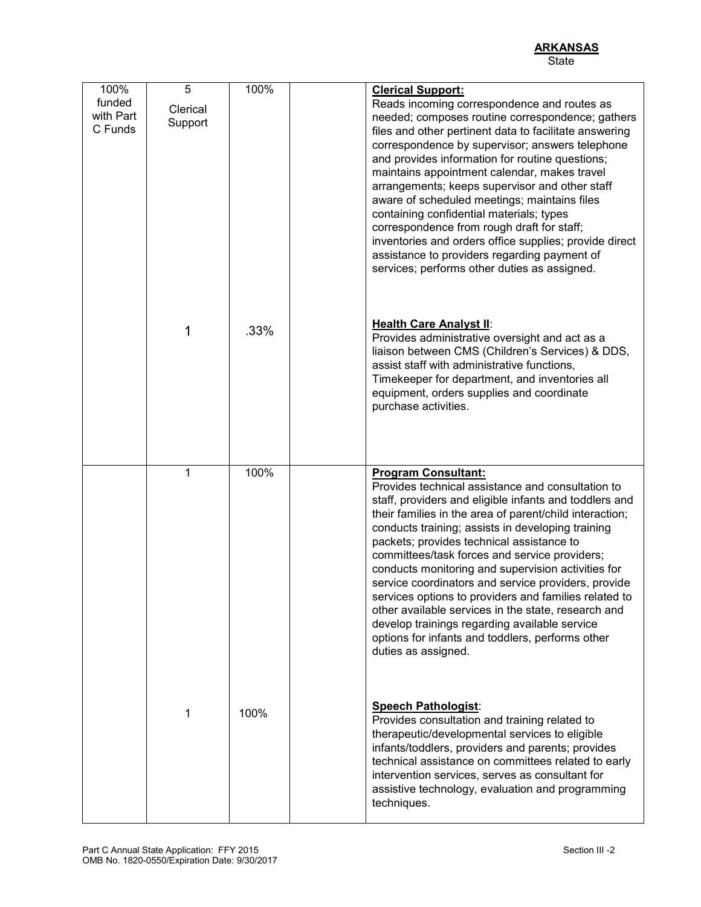**ARKANSAS**
State

| | | | | |
|---|---|---|---|---|
| 100% funded with Part C Funds | 5 Clerical Support | 100% | | **Clerical Support:** Reads incoming correspondence and routes as needed; composes routine correspondence; gathers files and other pertinent data to facilitate answering correspondence by supervisor; answers telephone and provides information for routine questions; maintains appointment calendar, makes travel arrangements; keeps supervisor and other staff aware of scheduled meetings; maintains files containing confidential materials; types correspondence from rough draft for staff; inventories and orders office supplies; provide direct assistance to providers regarding payment of services; performs other duties as assigned. |
| | 1 | .33% | | **Health Care Analyst II**: Provides administrative oversight and act as a liaison between CMS (Children's Services) & DDS, assist staff with administrative functions, Timekeeper for department, and inventories all equipment, orders supplies and coordinate purchase activities. |
| | 1 | 100% | | **Program Consultant:** Provides technical assistance and consultation to staff, providers and eligible infants and toddlers and their families in the area of parent/child interaction; conducts training; assists in developing training packets; provides technical assistance to committees/task forces and service providers; conducts monitoring and supervision activities for service coordinators and service providers, provide services options to providers and families related to other available services in the state, research and develop trainings regarding available service options for infants and toddlers, performs other duties as assigned. |
| | 1 | 100% | | **Speech Pathologist**: Provides consultation and training related to therapeutic/developmental services to eligible infants/toddlers, providers and parents; provides technical assistance on committees related to early intervention services, serves as consultant for assistive technology, evaluation and programming techniques. |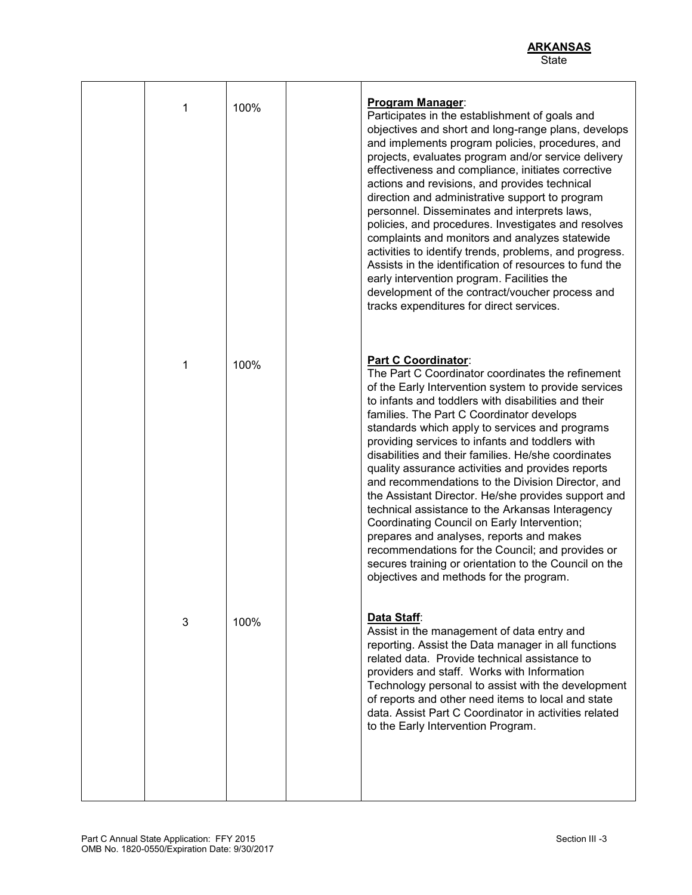| | | | | |
|---|---|---|---|---|
| | 1 | 100% | | **Program Manager**: Participates in the establishment of goals and objectives and short and long-range plans, develops and implements program policies, procedures, and projects, evaluates program and/or service delivery effectiveness and compliance, initiates corrective actions and revisions, and provides technical direction and administrative support to program personnel. Disseminates and interprets laws, policies, and procedures. Investigates and resolves complaints and monitors and analyzes statewide activities to identify trends, problems, and progress. Assists in the identification of resources to fund the early intervention program. Facilities the development of the contract/voucher process and tracks expenditures for direct services. |
| | 1 | 100% | | **Part C Coordinator**: The Part C Coordinator coordinates the refinement of the Early Intervention system to provide services to infants and toddlers with disabilities and their families. The Part C Coordinator develops standards which apply to services and programs providing services to infants and toddlers with disabilities and their families. He/she coordinates quality assurance activities and provides reports and recommendations to the Division Director, and the Assistant Director. He/she provides support and technical assistance to the Arkansas Interagency Coordinating Council on Early Intervention; prepares and analyses, reports and makes recommendations for the Council; and provides or secures training or orientation to the Council on the objectives and methods for the program. |
| | 3 | 100% | | **Data Staff**: Assist in the management of data entry and reporting. Assist the Data manager in all functions related data. Provide technical assistance to providers and staff. Works with Information Technology personal to assist with the development of reports and other need items to local and state data. Assist Part C Coordinator in activities related to the Early Intervention Program. |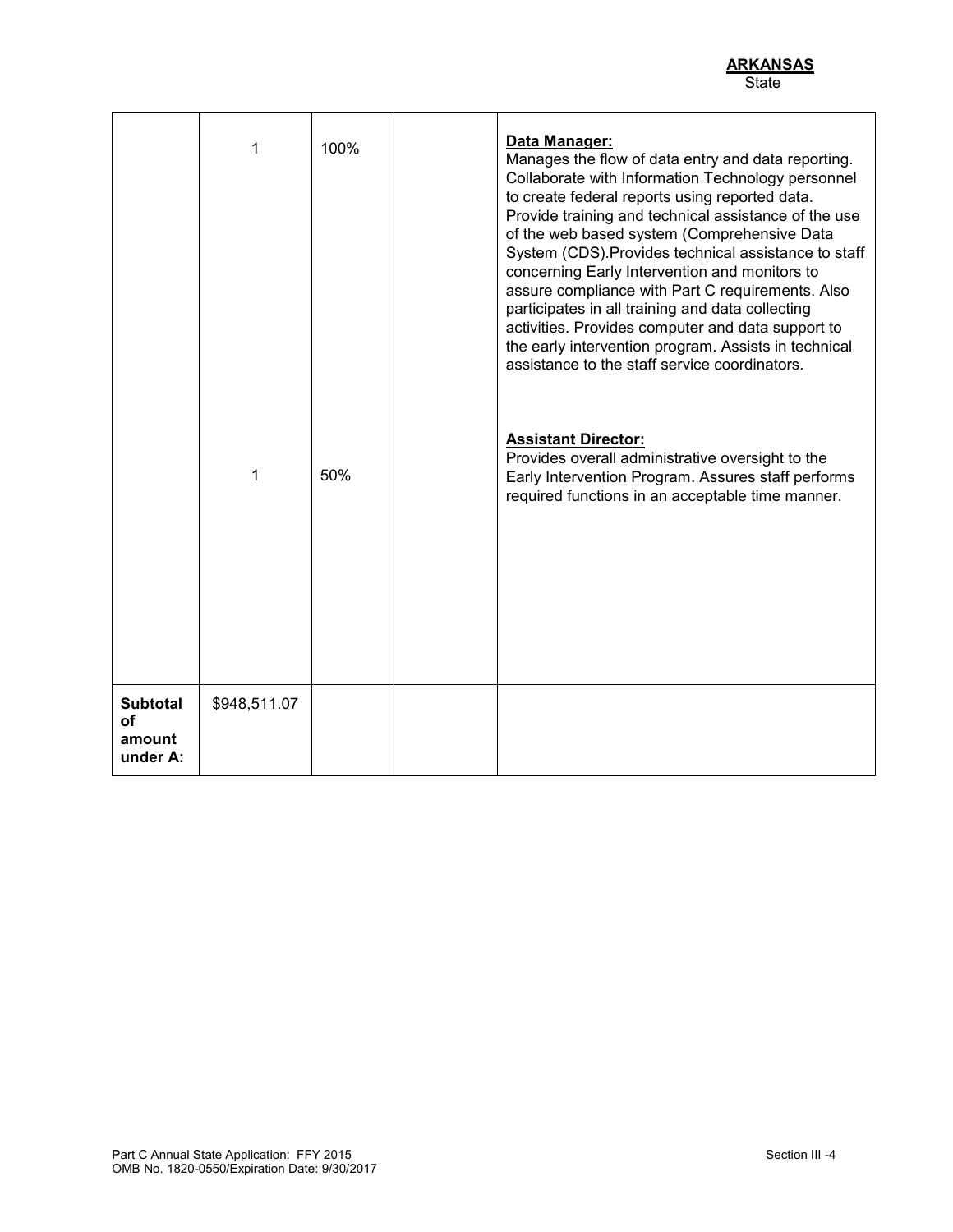**ARKANSAS**
State

| | | | | |
|---|---|---|---|---|
| | 1 | 100% | | **Data Manager:** Manages the flow of data entry and data reporting. Collaborate with Information Technology personnel to create federal reports using reported data. Provide training and technical assistance of the use of the web based system (Comprehensive Data System (CDS).Provides technical assistance to staff concerning Early Intervention and monitors to assure compliance with Part C requirements. Also participates in all training and data collecting activities. Provides computer and data support to the early intervention program. Assists in technical assistance to the staff service coordinators. |
| | 1 | 50% | | **Assistant Director:** Provides overall administrative oversight to the Early Intervention Program. Assures staff performs required functions in an acceptable time manner. |
| **Subtotal of amount under A:** | $948,511.07 | | | |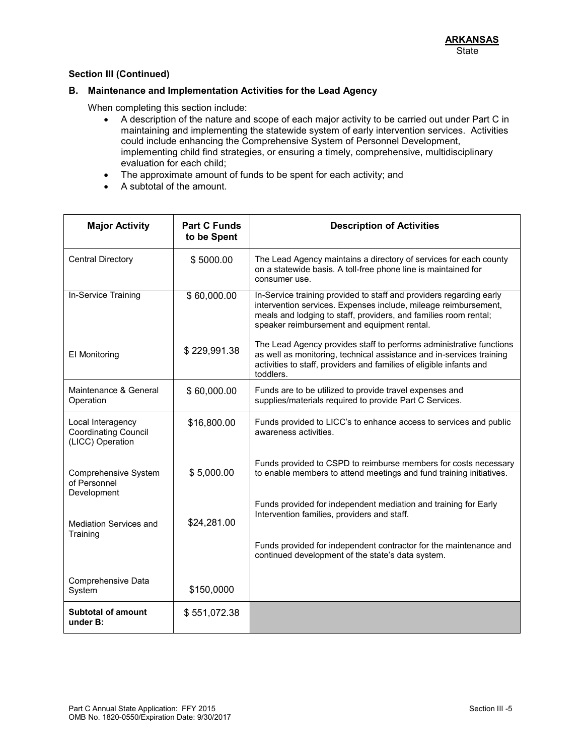**ARKANSAS**
State

**Section III (Continued)**

**B. Maintenance and Implementation Activities for the Lead Agency**

When completing this section include:

- A description of the nature and scope of each major activity to be carried out under Part C in maintaining and implementing the statewide system of early intervention services. Activities could include enhancing the Comprehensive System of Personnel Development, implementing child find strategies, or ensuring a timely, comprehensive, multidisciplinary evaluation for each child;
- The approximate amount of funds to be spent for each activity; and
- A subtotal of the amount.

| Major Activity | Part C Funds to be Spent | Description of Activities |
|---|---|---|
| Central Directory | $ 5000.00 | The Lead Agency maintains a directory of services for each county on a statewide basis. A toll-free phone line is maintained for consumer use. |
| In-Service Training | $ 60,000.00 | In-Service training provided to staff and providers regarding early intervention services. Expenses include, mileage reimbursement, meals and lodging to staff, providers, and families room rental; speaker reimbursement and equipment rental. |
| EI Monitoring | $ 229,991.38 | The Lead Agency provides staff to performs administrative functions as well as monitoring, technical assistance and in-services training activities to staff, providers and families of eligible infants and toddlers. |
| Maintenance & General Operation | $ 60,000.00 | Funds are to be utilized to provide travel expenses and supplies/materials required to provide Part C Services. |
| Local Interagency Coordinating Council (LICC) Operation | $16,800.00 | Funds provided to LICC's to enhance access to services and public awareness activities. |
| Comprehensive System of Personnel Development | $ 5,000.00 | Funds provided to CSPD to reimburse members for costs necessary to enable members to attend meetings and fund training initiatives. |
| Mediation Services and Training | $24,281.00 | Funds provided for independent mediation and training for Early Intervention families, providers and staff. |
| Comprehensive Data System | $150,0000 | Funds provided for independent contractor for the maintenance and continued development of the state's data system. |
| **Subtotal of amount under B:** | $ 551,072.38 | |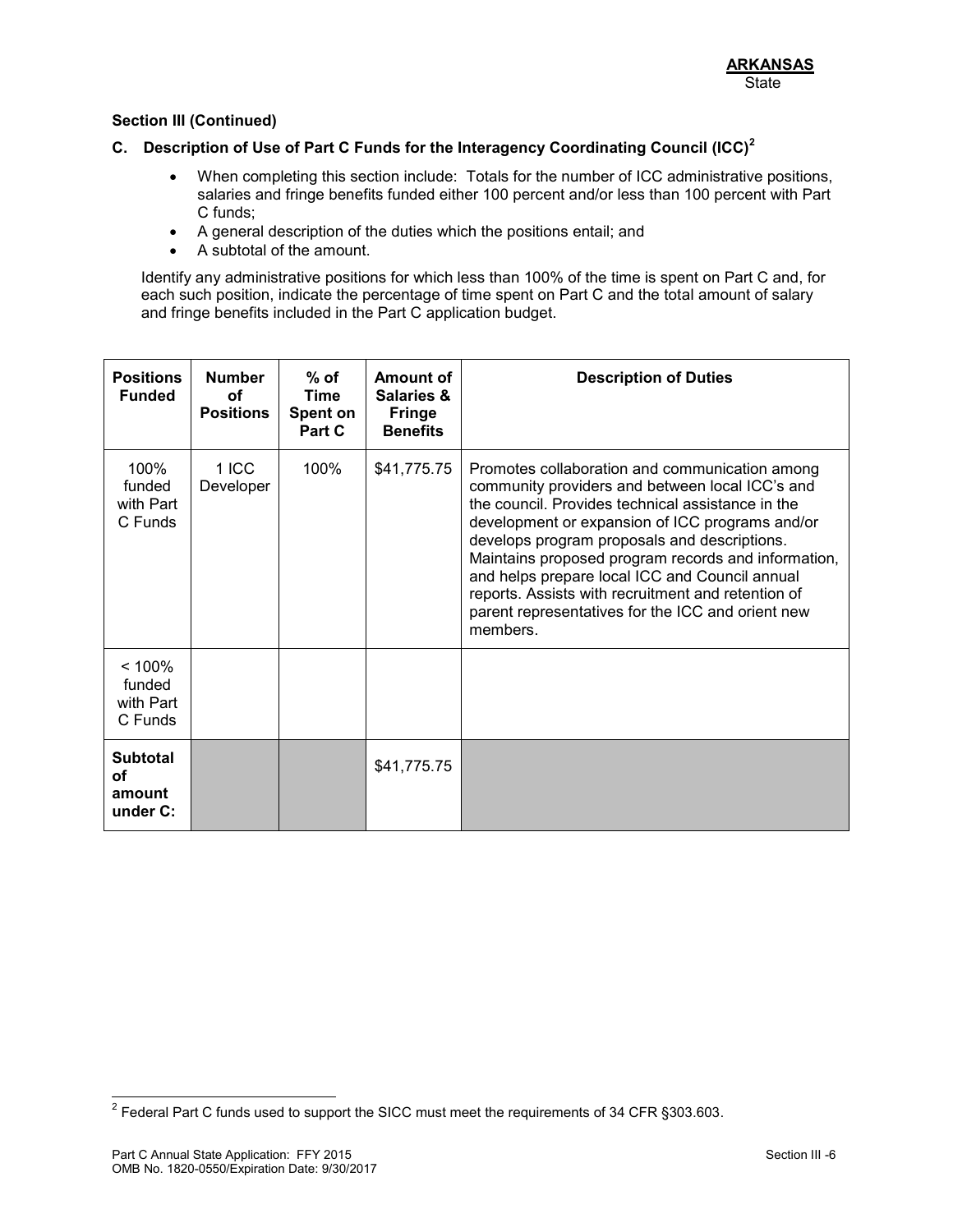**ARKANSAS**
State

**Section III (Continued)**

**C. Description of Use of Part C Funds for the Interagency Coordinating Council (ICC)[2]**

- When completing this section include: Totals for the number of ICC administrative positions, salaries and fringe benefits funded either 100 percent and/or less than 100 percent with Part C funds;
- A general description of the duties which the positions entail; and
- A subtotal of the amount.

Identify any administrative positions for which less than 100% of the time is spent on Part C and, for each such position, indicate the percentage of time spent on Part C and the total amount of salary and fringe benefits included in the Part C application budget.

| Positions Funded | Number of Positions | % of Time Spent on Part C | Amount of Salaries & Fringe Benefits | Description of Duties |
|---|---|---|---|---|
| 100% funded with Part C Funds | 1 ICC Developer | 100% | $41,775.75 | Promotes collaboration and communication among community providers and between local ICC's and the council. Provides technical assistance in the development or expansion of ICC programs and/or develops program proposals and descriptions. Maintains proposed program records and information, and helps prepare local ICC and Council annual reports. Assists with recruitment and retention of parent representatives for the ICC and orient new members. |
| < 100% funded with Part C Funds | | | | |
| **Subtotal of amount under C:** | | | $41,775.75 | |

[2] Federal Part C funds used to support the SICC must meet the requirements of 34 CFR §303.603.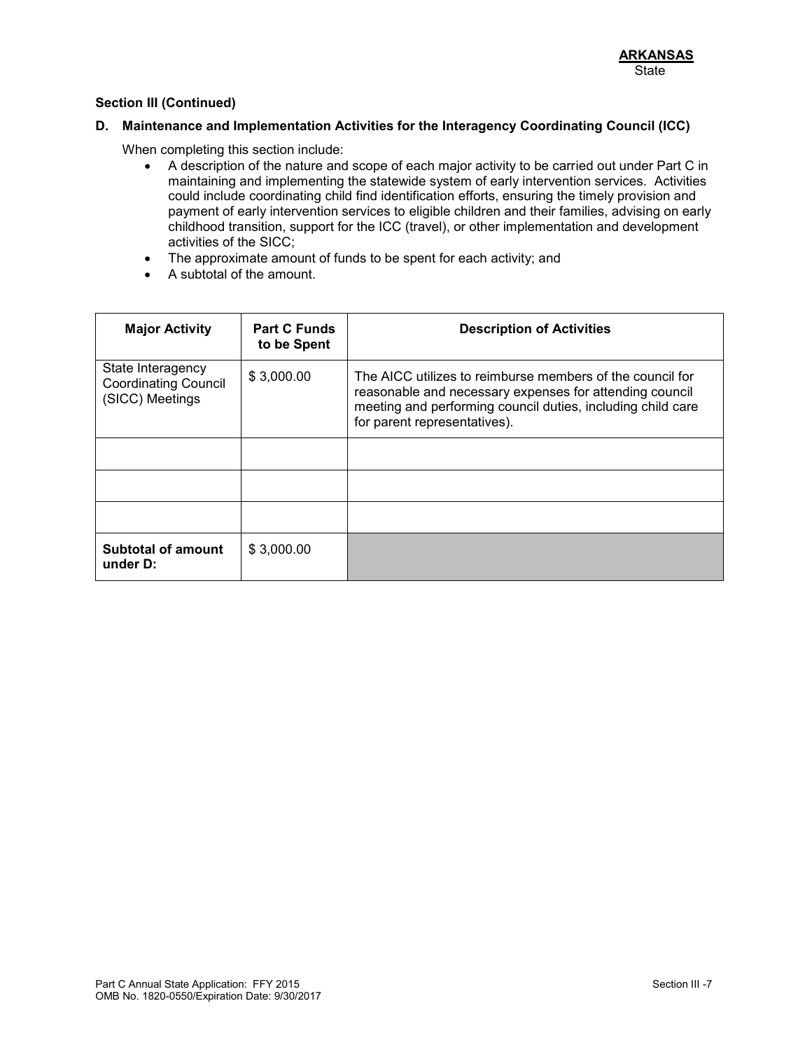**ARKANSAS**
State

**Section III (Continued)**

**D. Maintenance and Implementation Activities for the Interagency Coordinating Council (ICC)**

When completing this section include:

- A description of the nature and scope of each major activity to be carried out under Part C in maintaining and implementing the statewide system of early intervention services. Activities could include coordinating child find identification efforts, ensuring the timely provision and payment of early intervention services to eligible children and their families, advising on early childhood transition, support for the ICC (travel), or other implementation and development activities of the SICC;
- The approximate amount of funds to be spent for each activity; and
- A subtotal of the amount.

| Major Activity | Part C Funds to be Spent | Description of Activities |
|---|---|---|
| State Interagency Coordinating Council (SICC) Meetings | $ 3,000.00 | The AICC utilizes to reimburse members of the council for reasonable and necessary expenses for attending council meeting and performing council duties, including child care for parent representatives). |
| | | |
| | | |
| | | |
| **Subtotal of amount under D:** | $ 3,000.00 | |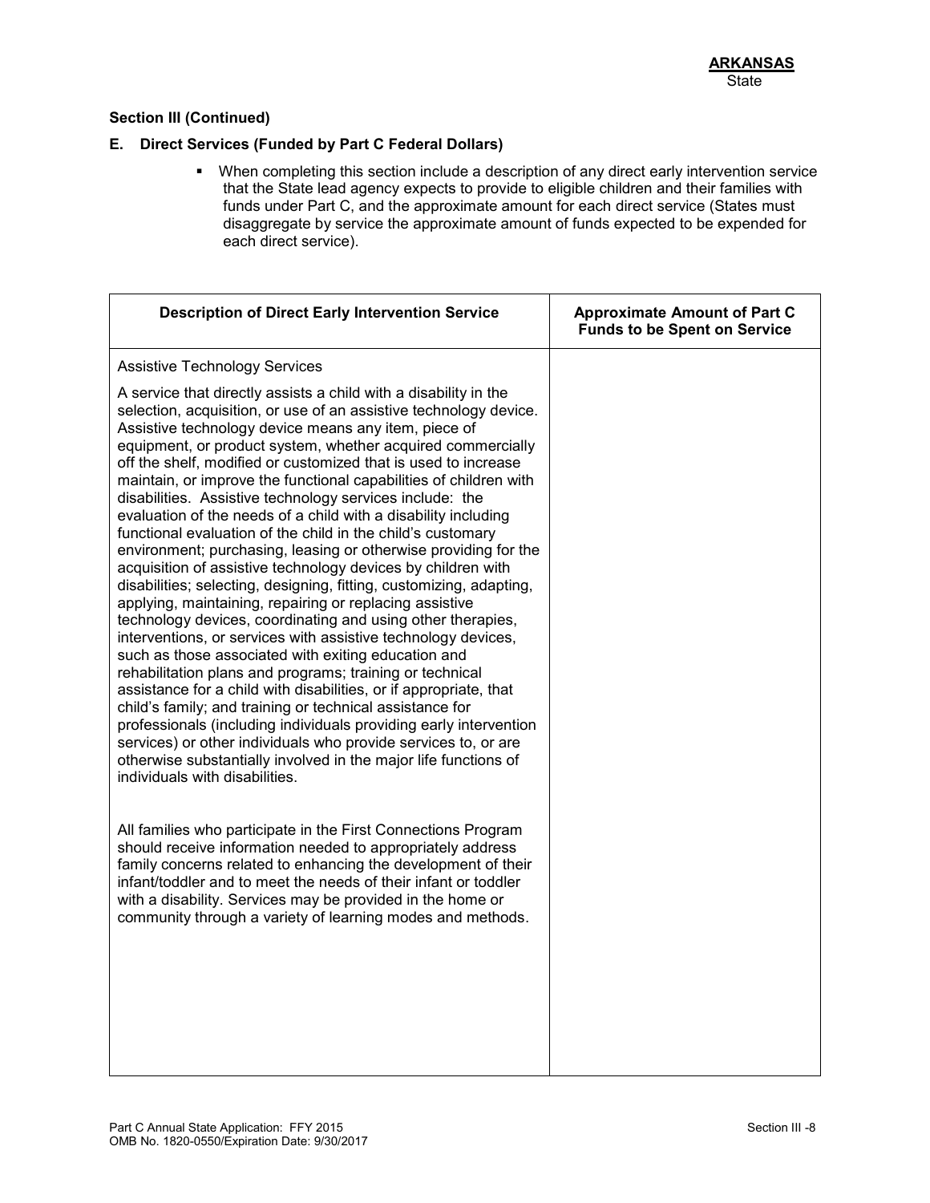**ARKANSAS**
State

**Section III (Continued)**

**E. Direct Services (Funded by Part C Federal Dollars)**

- When completing this section include a description of any direct early intervention service that the State lead agency expects to provide to eligible children and their families with funds under Part C, and the approximate amount for each direct service (States must disaggregate by service the approximate amount of funds expected to be expended for each direct service).

| Description of Direct Early Intervention Service | Approximate Amount of Part C Funds to be Spent on Service |
| --- | --- |
| Assistive Technology Services<br><br>A service that directly assists a child with a disability in the selection, acquisition, or use of an assistive technology device. Assistive technology device means any item, piece of equipment, or product system, whether acquired commercially off the shelf, modified or customized that is used to increase maintain, or improve the functional capabilities of children with disabilities. Assistive technology services include: the evaluation of the needs of a child with a disability including functional evaluation of the child in the child's customary environment; purchasing, leasing or otherwise providing for the acquisition of assistive technology devices by children with disabilities; selecting, designing, fitting, customizing, adapting, applying, maintaining, repairing or replacing assistive technology devices, coordinating and using other therapies, interventions, or services with assistive technology devices, such as those associated with exiting education and rehabilitation plans and programs; training or technical assistance for a child with disabilities, or if appropriate, that child's family; and training or technical assistance for professionals (including individuals providing early intervention services) or other individuals who provide services to, or are otherwise substantially involved in the major life functions of individuals with disabilities.<br><br>All families who participate in the First Connections Program should receive information needed to appropriately address family concerns related to enhancing the development of their infant/toddler and to meet the needs of their infant or toddler with a disability. Services may be provided in the home or community through a variety of learning modes and methods. | |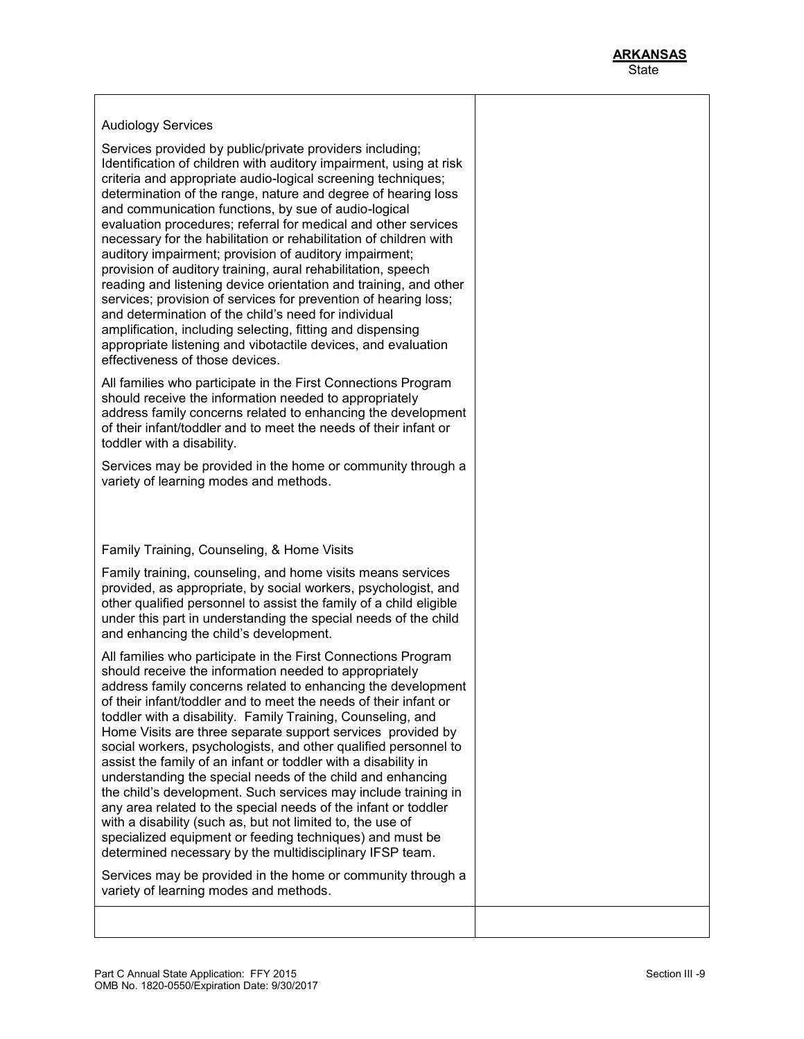**ARKANSAS**
State

| | |
|---|---|
| Audiology Services<br><br>Services provided by public/private providers including; Identification of children with auditory impairment, using at risk criteria and appropriate audio-logical screening techniques; determination of the range, nature and degree of hearing loss and communication functions, by sue of audio-logical evaluation procedures; referral for medical and other services necessary for the habilitation or rehabilitation of children with auditory impairment; provision of auditory impairment; provision of auditory training, aural rehabilitation, speech reading and listening device orientation and training, and other services; provision of services for prevention of hearing loss; and determination of the child's need for individual amplification, including selecting, fitting and dispensing appropriate listening and vibotactile devices, and evaluation effectiveness of those devices.<br><br>All families who participate in the First Connections Program should receive the information needed to appropriately address family concerns related to enhancing the development of their infant/toddler and to meet the needs of their infant or toddler with a disability.<br><br>Services may be provided in the home or community through a variety of learning modes and methods.<br><br>Family Training, Counseling, & Home Visits<br><br>Family training, counseling, and home visits means services provided, as appropriate, by social workers, psychologist, and other qualified personnel to assist the family of a child eligible under this part in understanding the special needs of the child and enhancing the child's development.<br><br>All families who participate in the First Connections Program should receive the information needed to appropriately address family concerns related to enhancing the development of their infant/toddler and to meet the needs of their infant or toddler with a disability. Family Training, Counseling, and Home Visits are three separate support services provided by social workers, psychologists, and other qualified personnel to assist the family of an infant or toddler with a disability in understanding the special needs of the child and enhancing the child's development. Such services may include training in any area related to the special needs of the infant or toddler with a disability (such as, but not limited to, the use of specialized equipment or feeding techniques) and must be determined necessary by the multidisciplinary IFSP team.<br><br>Services may be provided in the home or community through a variety of learning modes and methods. | |
| | |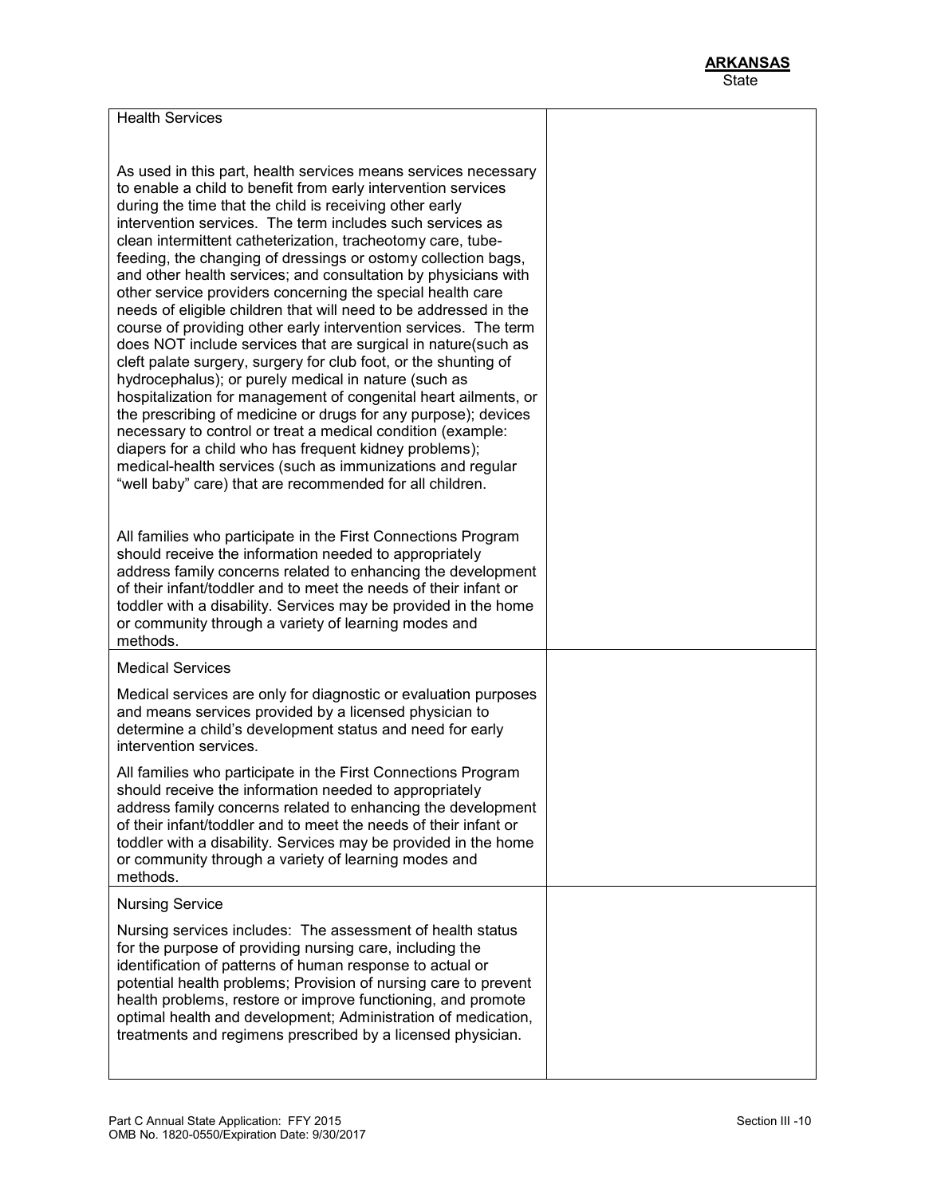**ARKANSAS**
State

| Health Services<br><br>As used in this part, health services means services necessary to enable a child to benefit from early intervention services during the time that the child is receiving other early intervention services. The term includes such services as clean intermittent catheterization, tracheotomy care, tube-feeding, the changing of dressings or ostomy collection bags, and other health services; and consultation by physicians with other service providers concerning the special health care needs of eligible children that will need to be addressed in the course of providing other early intervention services. The term does NOT include services that are surgical in nature(such as cleft palate surgery, surgery for club foot, or the shunting of hydrocephalus); or purely medical in nature (such as hospitalization for management of congenital heart ailments, or the prescribing of medicine or drugs for any purpose); devices necessary to control or treat a medical condition (example: diapers for a child who has frequent kidney problems); medical-health services (such as immunizations and regular "well baby" care) that are recommended for all children.<br><br>All families who participate in the First Connections Program should receive the information needed to appropriately address family concerns related to enhancing the development of their infant/toddler and to meet the needs of their infant or toddler with a disability. Services may be provided in the home or community through a variety of learning modes and methods. | |
| --- | --- |
| Medical Services<br><br>Medical services are only for diagnostic or evaluation purposes and means services provided by a licensed physician to determine a child's development status and need for early intervention services.<br><br>All families who participate in the First Connections Program should receive the information needed to appropriately address family concerns related to enhancing the development of their infant/toddler and to meet the needs of their infant or toddler with a disability. Services may be provided in the home or community through a variety of learning modes and methods. | |
| Nursing Service<br><br>Nursing services includes: The assessment of health status for the purpose of providing nursing care, including the identification of patterns of human response to actual or potential health problems; Provision of nursing care to prevent health problems, restore or improve functioning, and promote optimal health and development; Administration of medication, treatments and regimens prescribed by a licensed physician. | |

Part C Annual State Application: FFY 2015
OMB No. 1820-0550/Expiration Date: 9/30/2017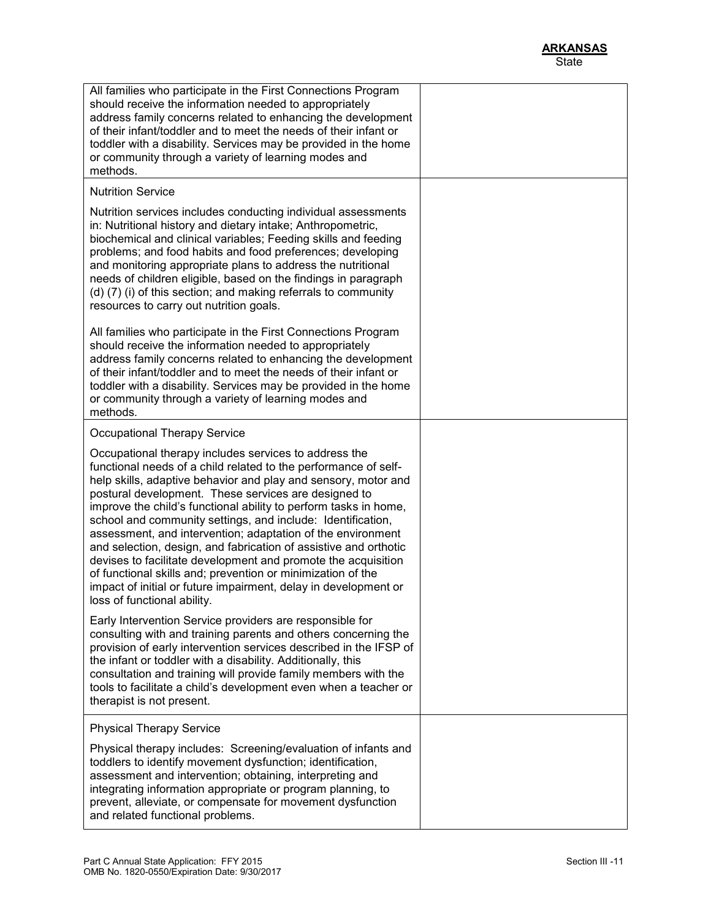| | |
|---|---|
| All families who participate in the First Connections Program should receive the information needed to appropriately address family concerns related to enhancing the development of their infant/toddler and to meet the needs of their infant or toddler with a disability. Services may be provided in the home or community through a variety of learning modes and methods. | |
| Nutrition Service<br><br>Nutrition services includes conducting individual assessments in: Nutritional history and dietary intake; Anthropometric, biochemical and clinical variables; Feeding skills and feeding problems; and food habits and food preferences; developing and monitoring appropriate plans to address the nutritional needs of children eligible, based on the findings in paragraph (d) (7) (i) of this section; and making referrals to community resources to carry out nutrition goals.<br><br>All families who participate in the First Connections Program should receive the information needed to appropriately address family concerns related to enhancing the development of their infant/toddler and to meet the needs of their infant or toddler with a disability. Services may be provided in the home or community through a variety of learning modes and methods. | |
| Occupational Therapy Service<br><br>Occupational therapy includes services to address the functional needs of a child related to the performance of self-help skills, adaptive behavior and play and sensory, motor and postural development. These services are designed to improve the child's functional ability to perform tasks in home, school and community settings, and include: Identification, assessment, and intervention; adaptation of the environment and selection, design, and fabrication of assistive and orthotic devises to facilitate development and promote the acquisition of functional skills and; prevention or minimization of the impact of initial or future impairment, delay in development or loss of functional ability.<br><br>Early Intervention Service providers are responsible for consulting with and training parents and others concerning the provision of early intervention services described in the IFSP of the infant or toddler with a disability. Additionally, this consultation and training will provide family members with the tools to facilitate a child's development even when a teacher or therapist is not present. | |
| Physical Therapy Service<br><br>Physical therapy includes: Screening/evaluation of infants and toddlers to identify movement dysfunction; identification, assessment and intervention; obtaining, interpreting and integrating information appropriate or program planning, to prevent, alleviate, or compensate for movement dysfunction and related functional problems. | |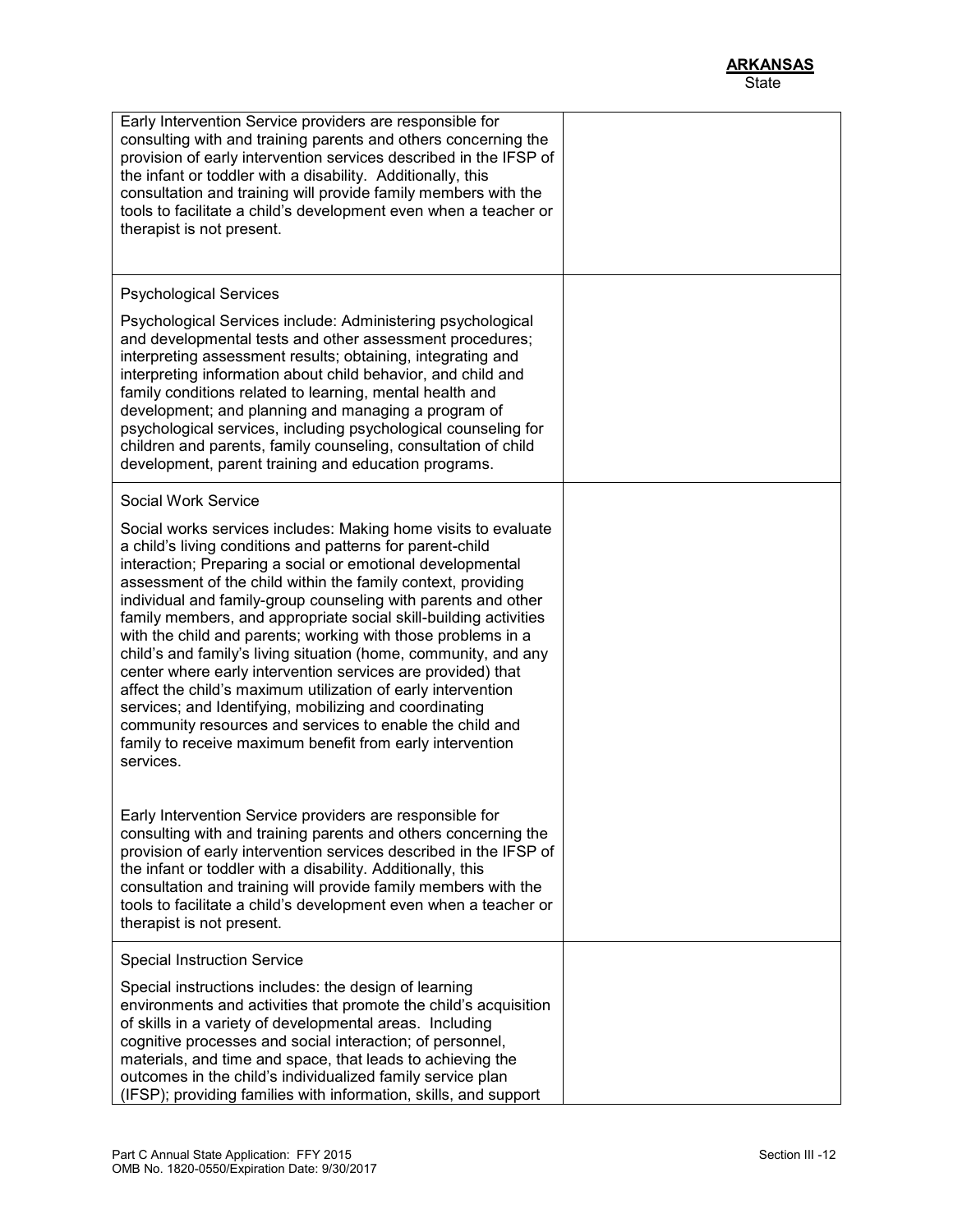| | |
|---|---|
| Early Intervention Service providers are responsible for consulting with and training parents and others concerning the provision of early intervention services described in the IFSP of the infant or toddler with a disability. Additionally, this consultation and training will provide family members with the tools to facilitate a child's development even when a teacher or therapist is not present. | |
| Psychological Services<br><br>Psychological Services include: Administering psychological and developmental tests and other assessment procedures; interpreting assessment results; obtaining, integrating and interpreting information about child behavior, and child and family conditions related to learning, mental health and development; and planning and managing a program of psychological services, including psychological counseling for children and parents, family counseling, consultation of child development, parent training and education programs. | |
| Social Work Service<br><br>Social works services includes: Making home visits to evaluate a child's living conditions and patterns for parent-child interaction; Preparing a social or emotional developmental assessment of the child within the family context, providing individual and family-group counseling with parents and other family members, and appropriate social skill-building activities with the child and parents; working with those problems in a child's and family's living situation (home, community, and any center where early intervention services are provided) that affect the child's maximum utilization of early intervention services; and Identifying, mobilizing and coordinating community resources and services to enable the child and family to receive maximum benefit from early intervention services.<br><br>Early Intervention Service providers are responsible for consulting with and training parents and others concerning the provision of early intervention services described in the IFSP of the infant or toddler with a disability. Additionally, this consultation and training will provide family members with the tools to facilitate a child's development even when a teacher or therapist is not present. | |
| Special Instruction Service<br><br>Special instructions includes: the design of learning environments and activities that promote the child's acquisition of skills in a variety of developmental areas. Including cognitive processes and social interaction; of personnel, materials, and time and space, that leads to achieving the outcomes in the child's individualized family service plan (IFSP); providing families with information, skills, and support | |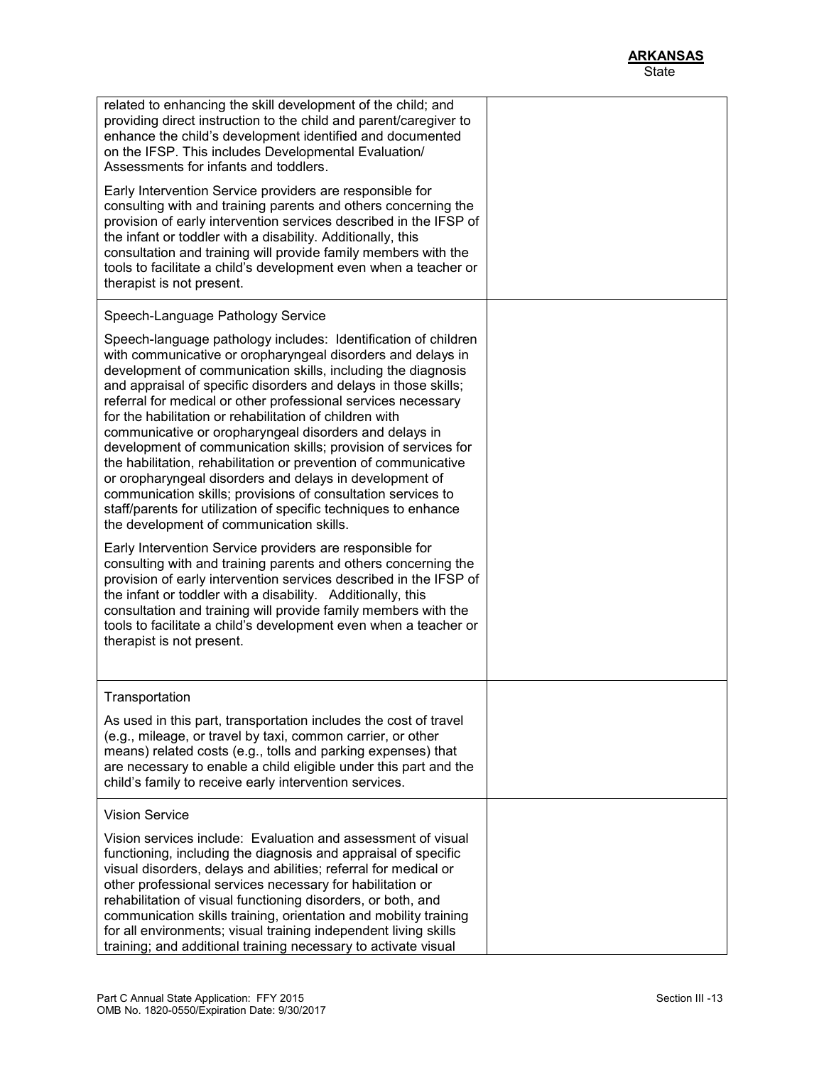| | |
|---|---|
| related to enhancing the skill development of the child; and providing direct instruction to the child and parent/caregiver to enhance the child's development identified and documented on the IFSP. This includes Developmental Evaluation/ Assessments for infants and toddlers.<br><br>Early Intervention Service providers are responsible for consulting with and training parents and others concerning the provision of early intervention services described in the IFSP of the infant or toddler with a disability. Additionally, this consultation and training will provide family members with the tools to facilitate a child's development even when a teacher or therapist is not present. | |
| Speech-Language Pathology Service<br><br>Speech-language pathology includes: Identification of children with communicative or oropharyngeal disorders and delays in development of communication skills, including the diagnosis and appraisal of specific disorders and delays in those skills; referral for medical or other professional services necessary for the habilitation or rehabilitation of children with communicative or oropharyngeal disorders and delays in development of communication skills; provision of services for the habilitation, rehabilitation or prevention of communicative or oropharyngeal disorders and delays in development of communication skills; provisions of consultation services to staff/parents for utilization of specific techniques to enhance the development of communication skills.<br><br>Early Intervention Service providers are responsible for consulting with and training parents and others concerning the provision of early intervention services described in the IFSP of the infant or toddler with a disability. Additionally, this consultation and training will provide family members with the tools to facilitate a child's development even when a teacher or therapist is not present. | |
| Transportation<br><br>As used in this part, transportation includes the cost of travel (e.g., mileage, or travel by taxi, common carrier, or other means) related costs (e.g., tolls and parking expenses) that are necessary to enable a child eligible under this part and the child's family to receive early intervention services. | |
| Vision Service<br><br>Vision services include: Evaluation and assessment of visual functioning, including the diagnosis and appraisal of specific visual disorders, delays and abilities; referral for medical or other professional services necessary for habilitation or rehabilitation of visual functioning disorders, or both, and communication skills training, orientation and mobility training for all environments; visual training independent living skills training; and additional training necessary to activate visual | |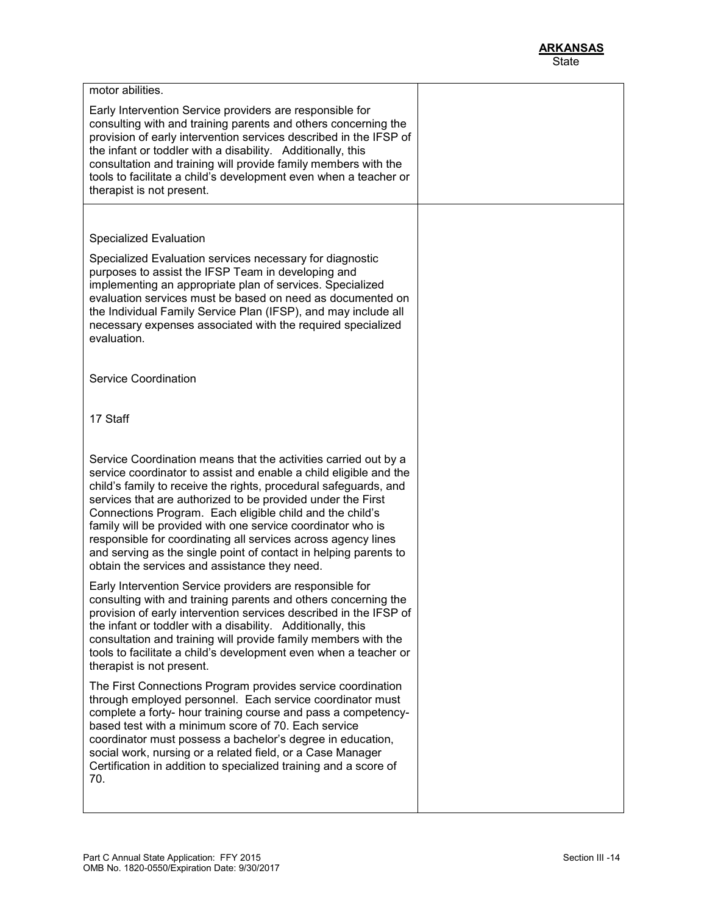| | |
|---|---|
| motor abilities.<br><br>Early Intervention Service providers are responsible for consulting with and training parents and others concerning the provision of early intervention services described in the IFSP of the infant or toddler with a disability. Additionally, this consultation and training will provide family members with the tools to facilitate a child's development even when a teacher or therapist is not present. | |
| Specialized Evaluation<br><br>Specialized Evaluation services necessary for diagnostic purposes to assist the IFSP Team in developing and implementing an appropriate plan of services. Specialized evaluation services must be based on need as documented on the Individual Family Service Plan (IFSP), and may include all necessary expenses associated with the required specialized evaluation.<br><br>Service Coordination<br><br>17 Staff<br><br>Service Coordination means that the activities carried out by a service coordinator to assist and enable a child eligible and the child's family to receive the rights, procedural safeguards, and services that are authorized to be provided under the First Connections Program. Each eligible child and the child's family will be provided with one service coordinator who is responsible for coordinating all services across agency lines and serving as the single point of contact in helping parents to obtain the services and assistance they need.<br><br>Early Intervention Service providers are responsible for consulting with and training parents and others concerning the provision of early intervention services described in the IFSP of the infant or toddler with a disability. Additionally, this consultation and training will provide family members with the tools to facilitate a child's development even when a teacher or therapist is not present.<br><br>The First Connections Program provides service coordination through employed personnel. Each service coordinator must complete a forty- hour training course and pass a competency-based test with a minimum score of 70. Each service coordinator must possess a bachelor's degree in education, social work, nursing or a related field, or a Case Manager Certification in addition to specialized training and a score of 70. | |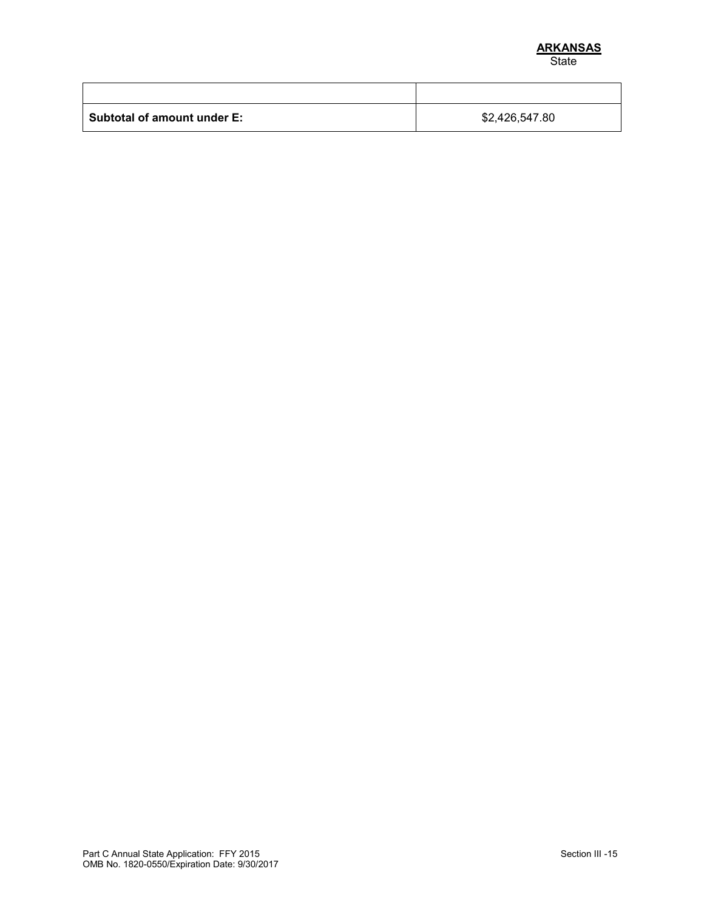**ARKANSAS**
State

| | |
|---|---|
| **Subtotal of amount under E:** | $2,426,547.80 |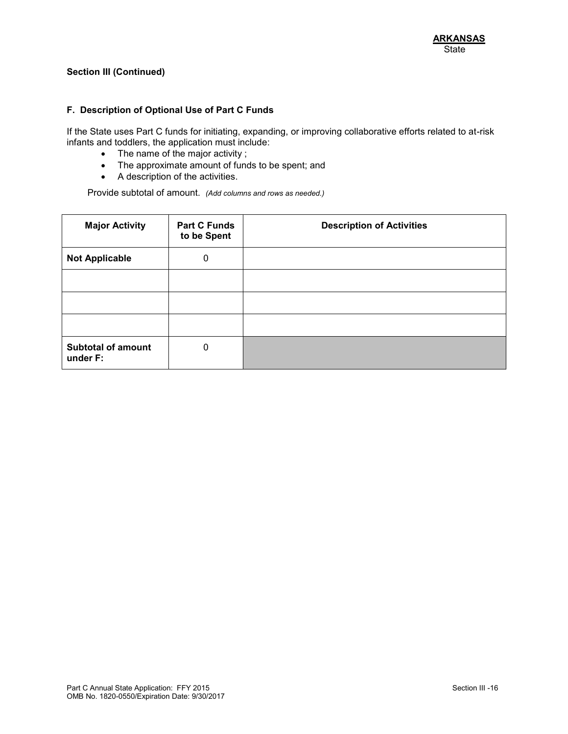**ARKANSAS**
State

**Section III (Continued)**

**F. Description of Optional Use of Part C Funds**

If the State uses Part C funds for initiating, expanding, or improving collaborative efforts related to at-risk infants and toddlers, the application must include:

- The name of the major activity ;
- The approximate amount of funds to be spent; and
- A description of the activities.

Provide subtotal of amount. *(Add columns and rows as needed.)*

| Major Activity | Part C Funds to be Spent | Description of Activities |
|---|---|---|
| **Not Applicable** | 0 | |
| | | |
| | | |
| | | |
| **Subtotal of amount under F:** | 0 | |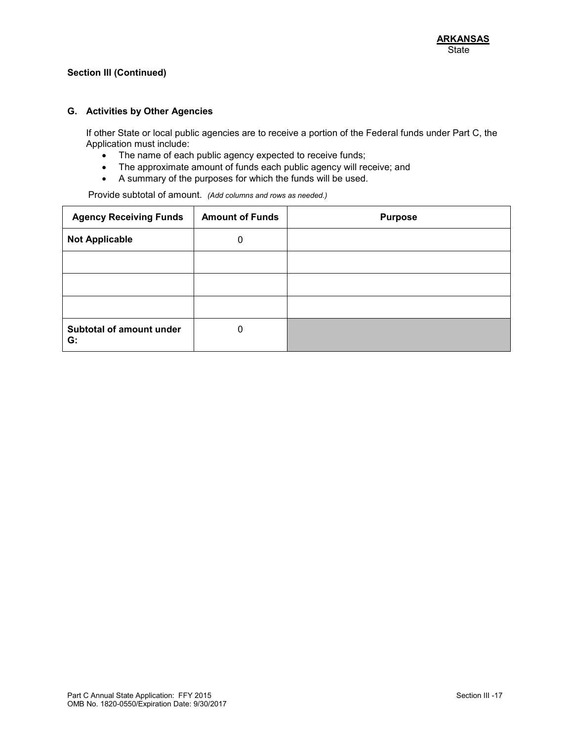**ARKANSAS**
State

**Section III (Continued)**

## G. Activities by Other Agencies

If other State or local public agencies are to receive a portion of the Federal funds under Part C, the Application must include:

- The name of each public agency expected to receive funds;
- The approximate amount of funds each public agency will receive; and
- A summary of the purposes for which the funds will be used.

Provide subtotal of amount. *(Add columns and rows as needed.)*

| Agency Receiving Funds | Amount of Funds | Purpose |
|---|---|---|
| **Not Applicable** | 0 | |
| | | |
| | | |
| | | |
| **Subtotal of amount under G:** | 0 | |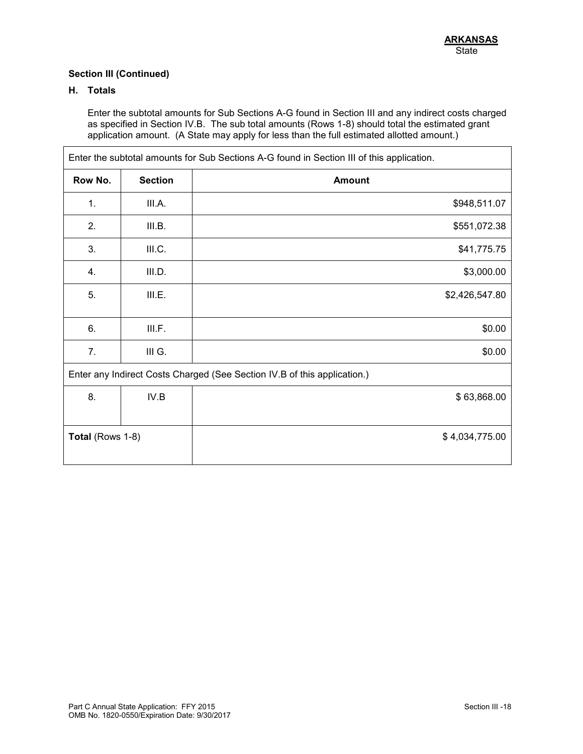**ARKANSAS**
State

**Section III (Continued)**

**H. Totals**

Enter the subtotal amounts for Sub Sections A-G found in Section III and any indirect costs charged as specified in Section IV.B. The sub total amounts (Rows 1-8) should total the estimated grant application amount. (A State may apply for less than the full estimated allotted amount.)

| Enter the subtotal amounts for Sub Sections A-G found in Section III of this application. | | |
|---|---|---|
| **Row No.** | **Section** | **Amount** |
| 1. | III.A. | $948,511.07 |
| 2. | III.B. | $551,072.38 |
| 3. | III.C. | $41,775.75 |
| 4. | III.D. | $3,000.00 |
| 5. | III.E. | $2,426,547.80 |
| 6. | III.F. | $0.00 |
| 7. | III G. | $0.00 |
| Enter any Indirect Costs Charged (See Section IV.B of this application.) | | |
| 8. | IV.B | $ 63,868.00 |
| **Total** (Rows 1-8) | | $ 4,034,775.00 |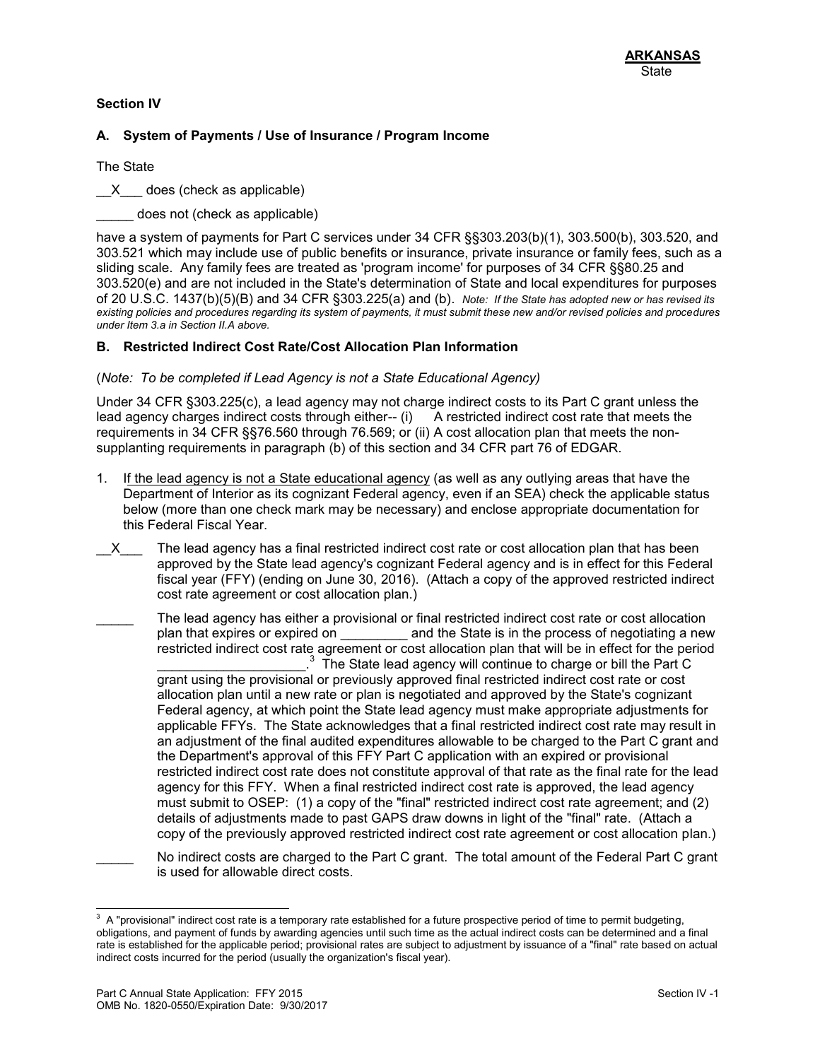**ARKANSAS**
State

## Section IV

### A. System of Payments / Use of Insurance / Program Income

The State

\_\_X\_\_\_ does (check as applicable)

\_\_\_\_\_ does not (check as applicable)

have a system of payments for Part C services under 34 CFR §§303.203(b)(1), 303.500(b), 303.520, and 303.521 which may include use of public benefits or insurance, private insurance or family fees, such as a sliding scale. Any family fees are treated as 'program income' for purposes of 34 CFR §§80.25 and 303.520(e) and are not included in the State's determination of State and local expenditures for purposes of 20 U.S.C. 1437(b)(5)(B) and 34 CFR §303.225(a) and (b). *Note: If the State has adopted new or has revised its existing policies and procedures regarding its system of payments, it must submit these new and/or revised policies and procedures under Item 3.a in Section II.A above.*

### B. Restricted Indirect Cost Rate/Cost Allocation Plan Information

(*Note: To be completed if Lead Agency is not a State Educational Agency)*

Under 34 CFR §303.225(c), a lead agency may not charge indirect costs to its Part C grant unless the lead agency charges indirect costs through either-- (i) A restricted indirect cost rate that meets the requirements in 34 CFR §§76.560 through 76.569; or (ii) A cost allocation plan that meets the non-supplanting requirements in paragraph (b) of this section and 34 CFR part 76 of EDGAR.

1. If the lead agency is not a State educational agency (as well as any outlying areas that have the Department of Interior as its cognizant Federal agency, even if an SEA) check the applicable status below (more than one check mark may be necessary) and enclose appropriate documentation for this Federal Fiscal Year.

\_\_X\_\_\_ The lead agency has a final restricted indirect cost rate or cost allocation plan that has been approved by the State lead agency's cognizant Federal agency and is in effect for this Federal fiscal year (FFY) (ending on June 30, 2016). (Attach a copy of the approved restricted indirect cost rate agreement or cost allocation plan.)

\_\_\_\_\_ The lead agency has either a provisional or final restricted indirect cost rate or cost allocation plan that expires or expired on \_\_\_\_\_\_\_\_\_ and the State is in the process of negotiating a new restricted indirect cost rate agreement or cost allocation plan that will be in effect for the period \_\_\_\_\_\_\_\_\_\_\_\_\_\_\_\_\_\_\_\_.[3] The State lead agency will continue to charge or bill the Part C grant using the provisional or previously approved final restricted indirect cost rate or cost allocation plan until a new rate or plan is negotiated and approved by the State's cognizant Federal agency, at which point the State lead agency must make appropriate adjustments for applicable FFYs. The State acknowledges that a final restricted indirect cost rate may result in an adjustment of the final audited expenditures allowable to be charged to the Part C grant and the Department's approval of this FFY Part C application with an expired or provisional restricted indirect cost rate does not constitute approval of that rate as the final rate for the lead agency for this FFY. When a final restricted indirect cost rate is approved, the lead agency must submit to OSEP: (1) a copy of the "final" restricted indirect cost rate agreement; and (2) details of adjustments made to past GAPS draw downs in light of the "final" rate. (Attach a copy of the previously approved restricted indirect cost rate agreement or cost allocation plan.)

\_\_\_\_\_ No indirect costs are charged to the Part C grant. The total amount of the Federal Part C grant is used for allowable direct costs.

---

[3] A "provisional" indirect cost rate is a temporary rate established for a future prospective period of time to permit budgeting, obligations, and payment of funds by awarding agencies until such time as the actual indirect costs can be determined and a final rate is established for the applicable period; provisional rates are subject to adjustment by issuance of a "final" rate based on actual indirect costs incurred for the period (usually the organization's fiscal year).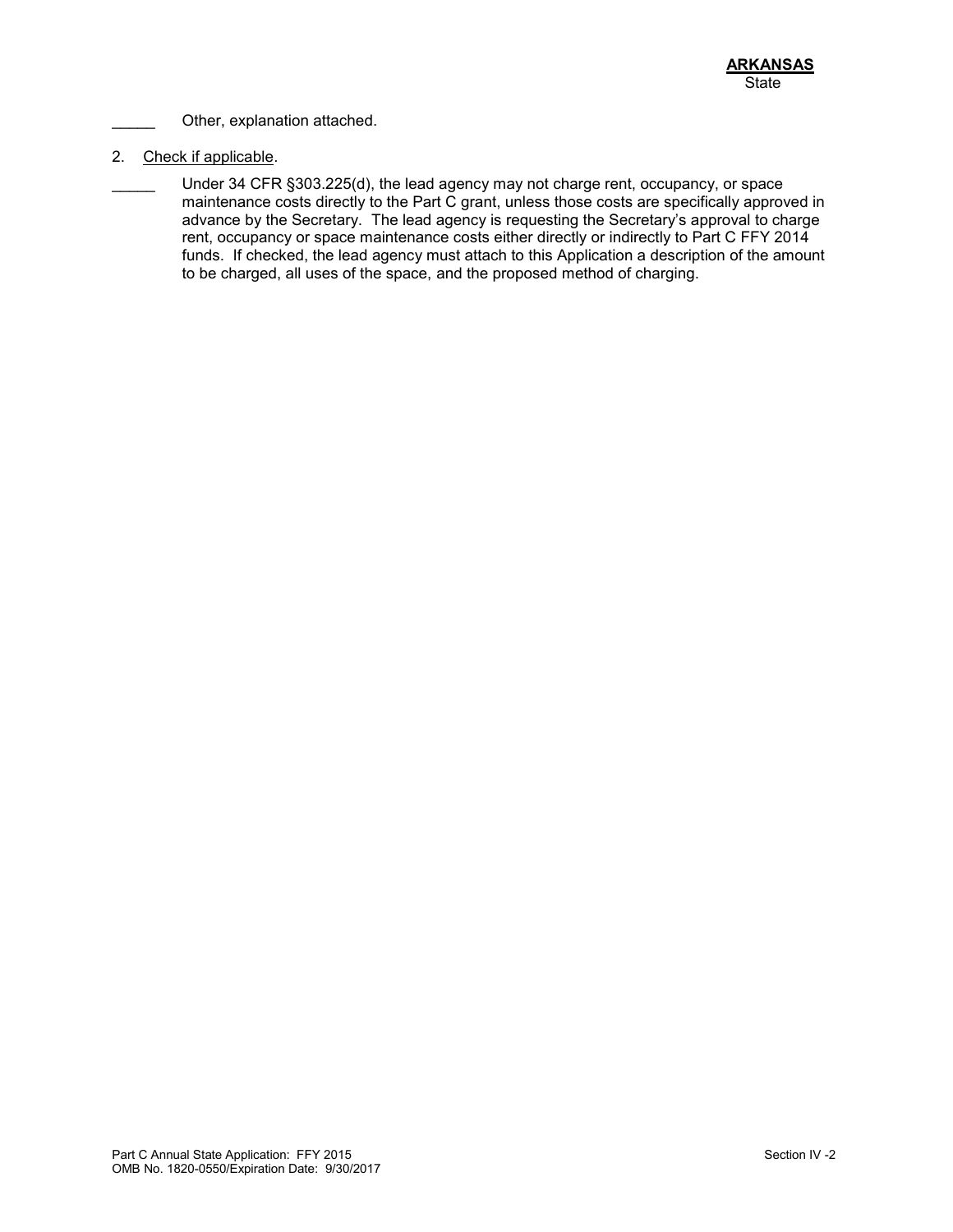**ARKANSAS**
State

_____ Other, explanation attached.

2. Check if applicable.

_____ Under 34 CFR §303.225(d), the lead agency may not charge rent, occupancy, or space maintenance costs directly to the Part C grant, unless those costs are specifically approved in advance by the Secretary. The lead agency is requesting the Secretary's approval to charge rent, occupancy or space maintenance costs either directly or indirectly to Part C FFY 2014 funds. If checked, the lead agency must attach to this Application a description of the amount to be charged, all uses of the space, and the proposed method of charging.